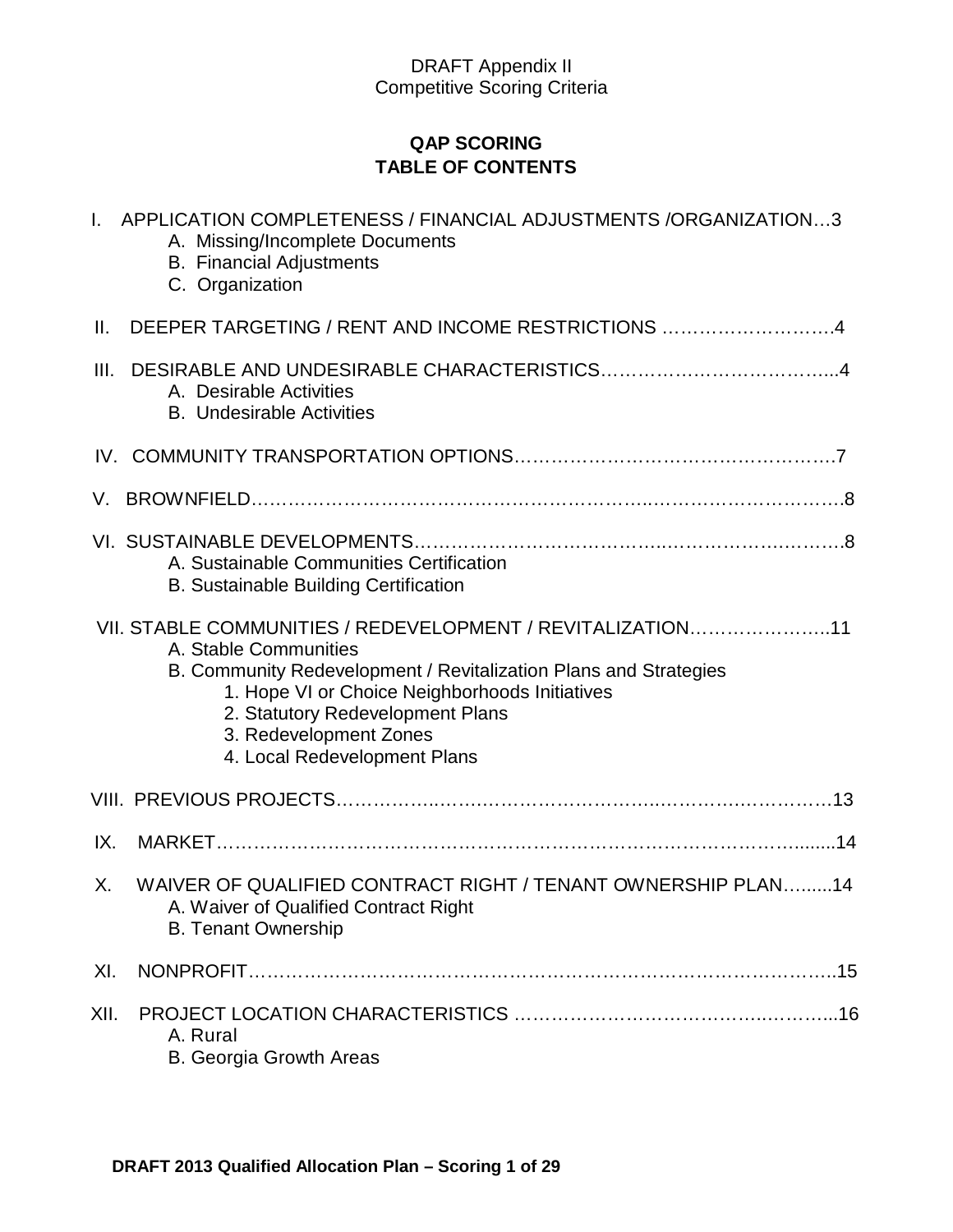DRAFT Appendix II
Competitive Scoring Criteria

## QAP SCORING
## TABLE OF CONTENTS

I. APPLICATION COMPLETENESS / FINANCIAL ADJUSTMENTS /ORGANIZATION…3
- A. Missing/Incomplete Documents
- B. Financial Adjustments
- C. Organization

II. DEEPER TARGETING / RENT AND INCOME RESTRICTIONS ……………………….4

III. DESIRABLE AND UNDESIRABLE CHARACTERISTICS……………….……….……….....4
- A. Desirable Activities
- B. Undesirable Activities

IV. COMMUNITY TRANSPORTATION OPTIONS………….……….……….……….……….…7

V. BROWNFIELD…………………………………………………………..………………………….8

VI. SUSTAINABLE DEVELOPMENTS…….………………………….…….………….…….……….8
- A. Sustainable Communities Certification
- B. Sustainable Building Certification

VII. STABLE COMMUNITIES / REDEVELOPMENT / REVITALIZATION……….………..11
- A. Stable Communities
- B. Community Redevelopment / Revitalization Plans and Strategies
  1. Hope VI or Choice Neighborhoods Initiatives
  2. Statutory Redevelopment Plans
  3. Redevelopment Zones
  4. Local Redevelopment Plans

VIII. PREVIOUS PROJECTS……………..…….……………………..……….…….……….13

IX. MARKET…………………………………………………………………………………........14

X. WAIVER OF QUALIFIED CONTRACT RIGHT / TENANT OWNERSHIP PLAN…......14
- A. Waiver of Qualified Contract Right
- B. Tenant Ownership

XI. NONPROFIT………………………………………………………………………………..15

XII. PROJECT LOCATION CHARACTERISTICS ……………….……………….....………...16
- A. Rural
- B. Georgia Growth Areas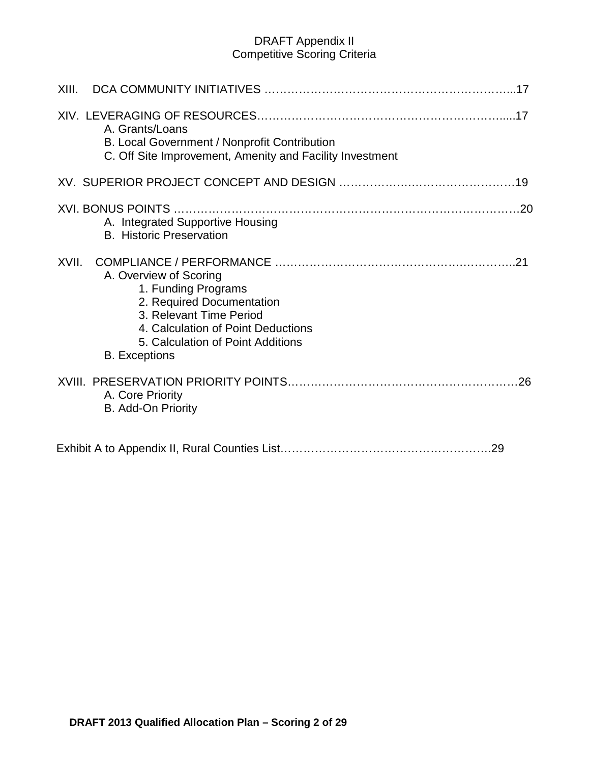DRAFT Appendix II
Competitive Scoring Criteria

XIII. DCA COMMUNITY INITIATIVES ……………………………………………………...17

XIV. LEVERAGING OF RESOURCES………………………………………………………....17
- A. Grants/Loans
- B. Local Government / Nonprofit Contribution
- C. Off Site Improvement, Amenity and Facility Investment

XV. SUPERIOR PROJECT CONCEPT AND DESIGN ……………………………………19

XVI. BONUS POINTS ……………………………………………………………………………20
- A. Integrated Supportive Housing
- B. Historic Preservation

XVII. COMPLIANCE / PERFORMANCE ……………………………………………………..21
- A. Overview of Scoring
  - 1. Funding Programs
  - 2. Required Documentation
  - 3. Relevant Time Period
  - 4. Calculation of Point Deductions
  - 5. Calculation of Point Additions
- B. Exceptions

XVIII. PRESERVATION PRIORITY POINTS…………………………………………………..26
- A. Core Priority
- B. Add-On Priority

Exhibit A to Appendix II, Rural Counties List……………………………………………….29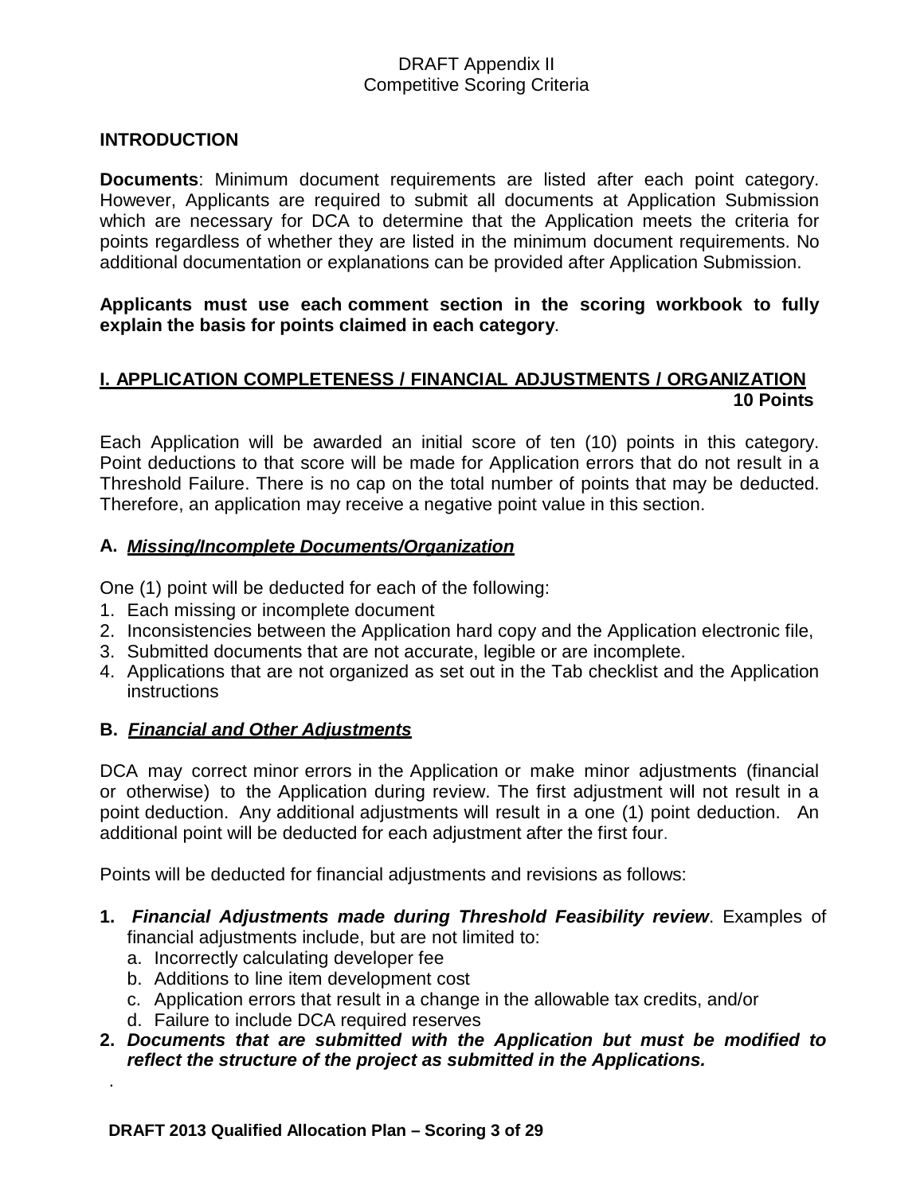DRAFT Appendix II
Competitive Scoring Criteria

## INTRODUCTION

**Documents**: Minimum document requirements are listed after each point category. However, Applicants are required to submit all documents at Application Submission which are necessary for DCA to determine that the Application meets the criteria for points regardless of whether they are listed in the minimum document requirements. No additional documentation or explanations can be provided after Application Submission.

**Applicants must use each comment section in the scoring workbook to fully explain the basis for points claimed in each category**.

## I. APPLICATION COMPLETENESS / FINANCIAL ADJUSTMENTS / ORGANIZATION 10 Points

Each Application will be awarded an initial score of ten (10) points in this category. Point deductions to that score will be made for Application errors that do not result in a Threshold Failure. There is no cap on the total number of points that may be deducted. Therefore, an application may receive a negative point value in this section.

### A. *Missing/Incomplete Documents/Organization*

One (1) point will be deducted for each of the following:

1. Each missing or incomplete document
2. Inconsistencies between the Application hard copy and the Application electronic file,
3. Submitted documents that are not accurate, legible or are incomplete.
4. Applications that are not organized as set out in the Tab checklist and the Application instructions

### B. *Financial and Other Adjustments*

DCA may correct minor errors in the Application or make minor adjustments (financial or otherwise) to the Application during review. The first adjustment will not result in a point deduction. Any additional adjustments will result in a one (1) point deduction. An additional point will be deducted for each adjustment after the first four.

Points will be deducted for financial adjustments and revisions as follows:

1. ***Financial Adjustments made during Threshold Feasibility review***. Examples of financial adjustments include, but are not limited to:
   a. Incorrectly calculating developer fee
   b. Additions to line item development cost
   c. Application errors that result in a change in the allowable tax credits, and/or
   d. Failure to include DCA required reserves
2. ***Documents that are submitted with the Application but must be modified to reflect the structure of the project as submitted in the Applications.***

.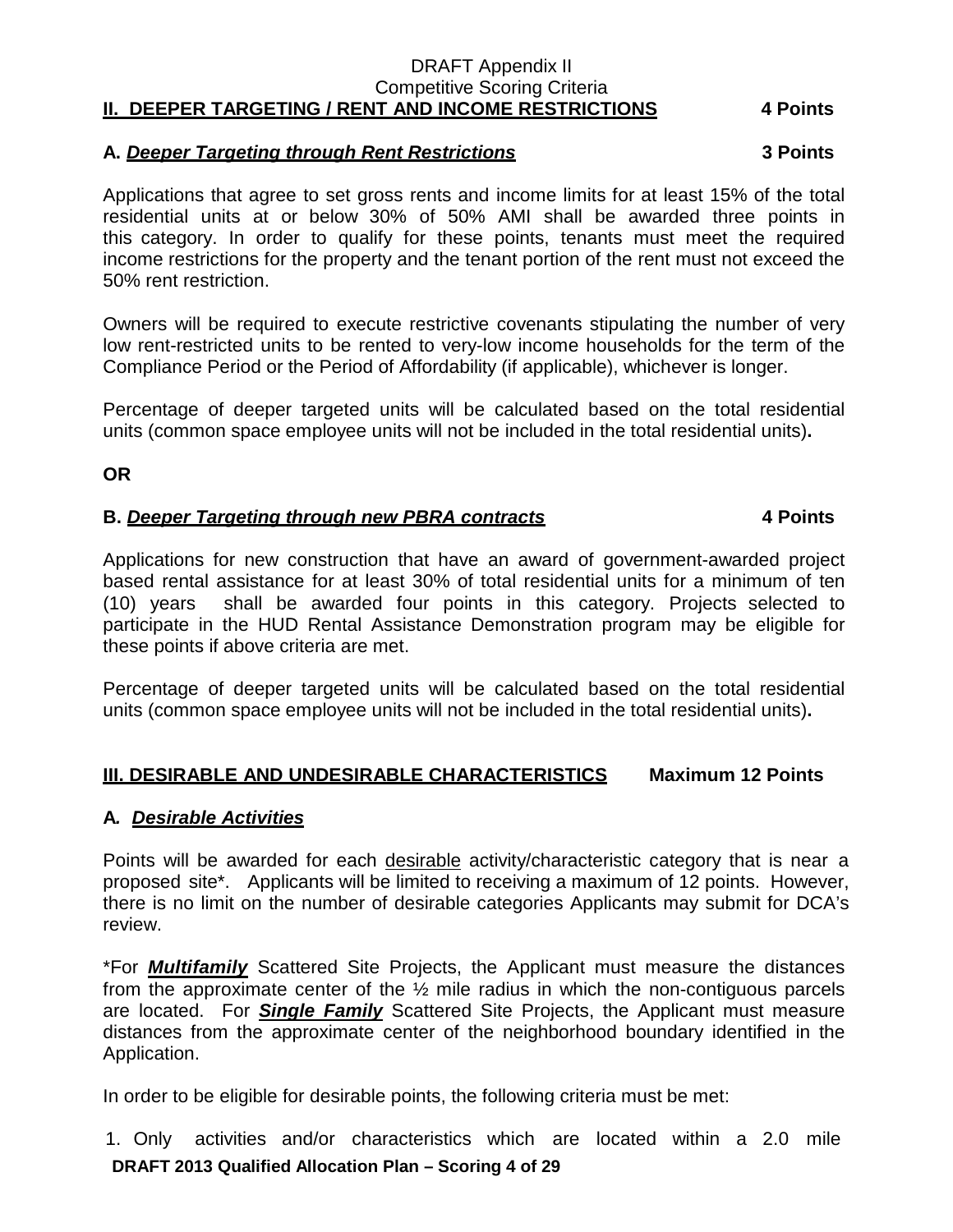DRAFT Appendix II
Competitive Scoring Criteria

## II. DEEPER TARGETING / RENT AND INCOME RESTRICTIONS 4 Points

### A. *Deeper Targeting through Rent Restrictions* 3 Points

Applications that agree to set gross rents and income limits for at least 15% of the total residential units at or below 30% of 50% AMI shall be awarded three points in this category. In order to qualify for these points, tenants must meet the required income restrictions for the property and the tenant portion of the rent must not exceed the 50% rent restriction.

Owners will be required to execute restrictive covenants stipulating the number of very low rent-restricted units to be rented to very-low income households for the term of the Compliance Period or the Period of Affordability (if applicable), whichever is longer.

Percentage of deeper targeted units will be calculated based on the total residential units (common space employee units will not be included in the total residential units)**.**

**OR**

### B. *Deeper Targeting through new PBRA contracts* 4 Points

Applications for new construction that have an award of government-awarded project based rental assistance for at least 30% of total residential units for a minimum of ten (10) years shall be awarded four points in this category. Projects selected to participate in the HUD Rental Assistance Demonstration program may be eligible for these points if above criteria are met.

Percentage of deeper targeted units will be calculated based on the total residential units (common space employee units will not be included in the total residential units)**.**

## III. DESIRABLE AND UNDESIRABLE CHARACTERISTICS Maximum 12 Points

### A*. Desirable Activities*

Points will be awarded for each desirable activity/characteristic category that is near a proposed site*. Applicants will be limited to receiving a maximum of 12 points. However, there is no limit on the number of desirable categories Applicants may submit for DCA's review.

*For ***Multifamily*** Scattered Site Projects, the Applicant must measure the distances from the approximate center of the ½ mile radius in which the non-contiguous parcels are located. For ***Single Family*** Scattered Site Projects, the Applicant must measure distances from the approximate center of the neighborhood boundary identified in the Application.

In order to be eligible for desirable points, the following criteria must be met:

1. Only activities and/or characteristics which are located within a 2.0 mile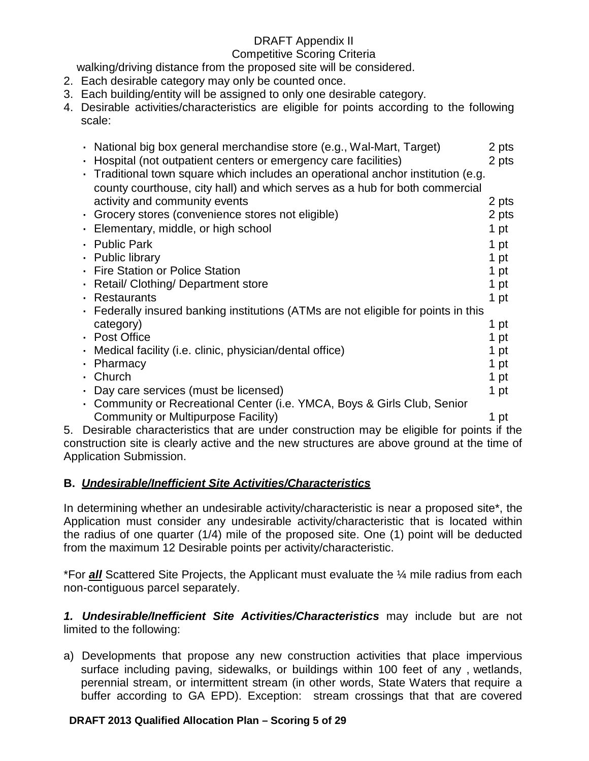walking/driving distance from the proposed site will be considered.

2. Each desirable category may only be counted once.
3. Each building/entity will be assigned to only one desirable category.
4. Desirable activities/characteristics are eligible for points according to the following scale:

| | |
|---|---|
| National big box general merchandise store (e.g., Wal-Mart, Target) | 2 pts |
| Hospital (not outpatient centers or emergency care facilities) | 2 pts |
| Traditional town square which includes an operational anchor institution (e.g. county courthouse, city hall) and which serves as a hub for both commercial activity and community events | 2 pts |
| Grocery stores (convenience stores not eligible) | 2 pts |
| Elementary, middle, or high school | 1 pt |
| Public Park | 1 pt |
| Public library | 1 pt |
| Fire Station or Police Station | 1 pt |
| Retail/ Clothing/ Department store | 1 pt |
| Restaurants | 1 pt |
| Federally insured banking institutions (ATMs are not eligible for points in this category) | 1 pt |
| Post Office | 1 pt |
| Medical facility (i.e. clinic, physician/dental office) | 1 pt |
| Pharmacy | 1 pt |
| Church | 1 pt |
| Day care services (must be licensed) | 1 pt |
| Community or Recreational Center (i.e. YMCA, Boys & Girls Club, Senior Community or Multipurpose Facility) | 1 pt |

5. Desirable characteristics that are under construction may be eligible for points if the construction site is clearly active and the new structures are above ground at the time of Application Submission.

## B. *Undesirable/Inefficient Site Activities/Characteristics*

In determining whether an undesirable activity/characteristic is near a proposed site*, the Application must consider any undesirable activity/characteristic that is located within the radius of one quarter (1/4) mile of the proposed site. One (1) point will be deducted from the maximum 12 Desirable points per activity/characteristic.

*For ***all*** Scattered Site Projects, the Applicant must evaluate the ¼ mile radius from each non-contiguous parcel separately.

***1. Undesirable/Inefficient Site Activities/Characteristics*** may include but are not limited to the following:

a) Developments that propose any new construction activities that place impervious surface including paving, sidewalks, or buildings within 100 feet of any , wetlands, perennial stream, or intermittent stream (in other words, State Waters that require a buffer according to GA EPD). Exception: stream crossings that that are covered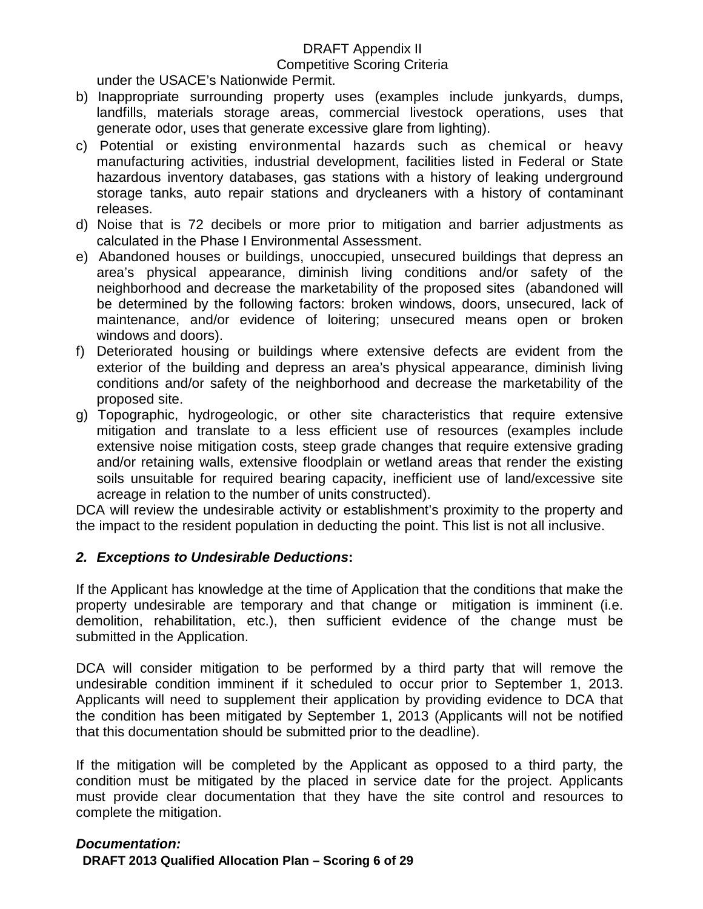under the USACE's Nationwide Permit.

b) Inappropriate surrounding property uses (examples include junkyards, dumps, landfills, materials storage areas, commercial livestock operations, uses that generate odor, uses that generate excessive glare from lighting).

c) Potential or existing environmental hazards such as chemical or heavy manufacturing activities, industrial development, facilities listed in Federal or State hazardous inventory databases, gas stations with a history of leaking underground storage tanks, auto repair stations and drycleaners with a history of contaminant releases.

d) Noise that is 72 decibels or more prior to mitigation and barrier adjustments as calculated in the Phase I Environmental Assessment.

e) Abandoned houses or buildings, unoccupied, unsecured buildings that depress an area's physical appearance, diminish living conditions and/or safety of the neighborhood and decrease the marketability of the proposed sites (abandoned will be determined by the following factors: broken windows, doors, unsecured, lack of maintenance, and/or evidence of loitering; unsecured means open or broken windows and doors).

f) Deteriorated housing or buildings where extensive defects are evident from the exterior of the building and depress an area's physical appearance, diminish living conditions and/or safety of the neighborhood and decrease the marketability of the proposed site.

g) Topographic, hydrogeologic, or other site characteristics that require extensive mitigation and translate to a less efficient use of resources (examples include extensive noise mitigation costs, steep grade changes that require extensive grading and/or retaining walls, extensive floodplain or wetland areas that render the existing soils unsuitable for required bearing capacity, inefficient use of land/excessive site acreage in relation to the number of units constructed).

DCA will review the undesirable activity or establishment's proximity to the property and the impact to the resident population in deducting the point. This list is not all inclusive.

### *2. Exceptions to Undesirable Deductions***:**

If the Applicant has knowledge at the time of Application that the conditions that make the property undesirable are temporary and that change or mitigation is imminent (i.e. demolition, rehabilitation, etc.), then sufficient evidence of the change must be submitted in the Application.

DCA will consider mitigation to be performed by a third party that will remove the undesirable condition imminent if it scheduled to occur prior to September 1, 2013. Applicants will need to supplement their application by providing evidence to DCA that the condition has been mitigated by September 1, 2013 (Applicants will not be notified that this documentation should be submitted prior to the deadline).

If the mitigation will be completed by the Applicant as opposed to a third party, the condition must be mitigated by the placed in service date for the project. Applicants must provide clear documentation that they have the site control and resources to complete the mitigation.

***Documentation:***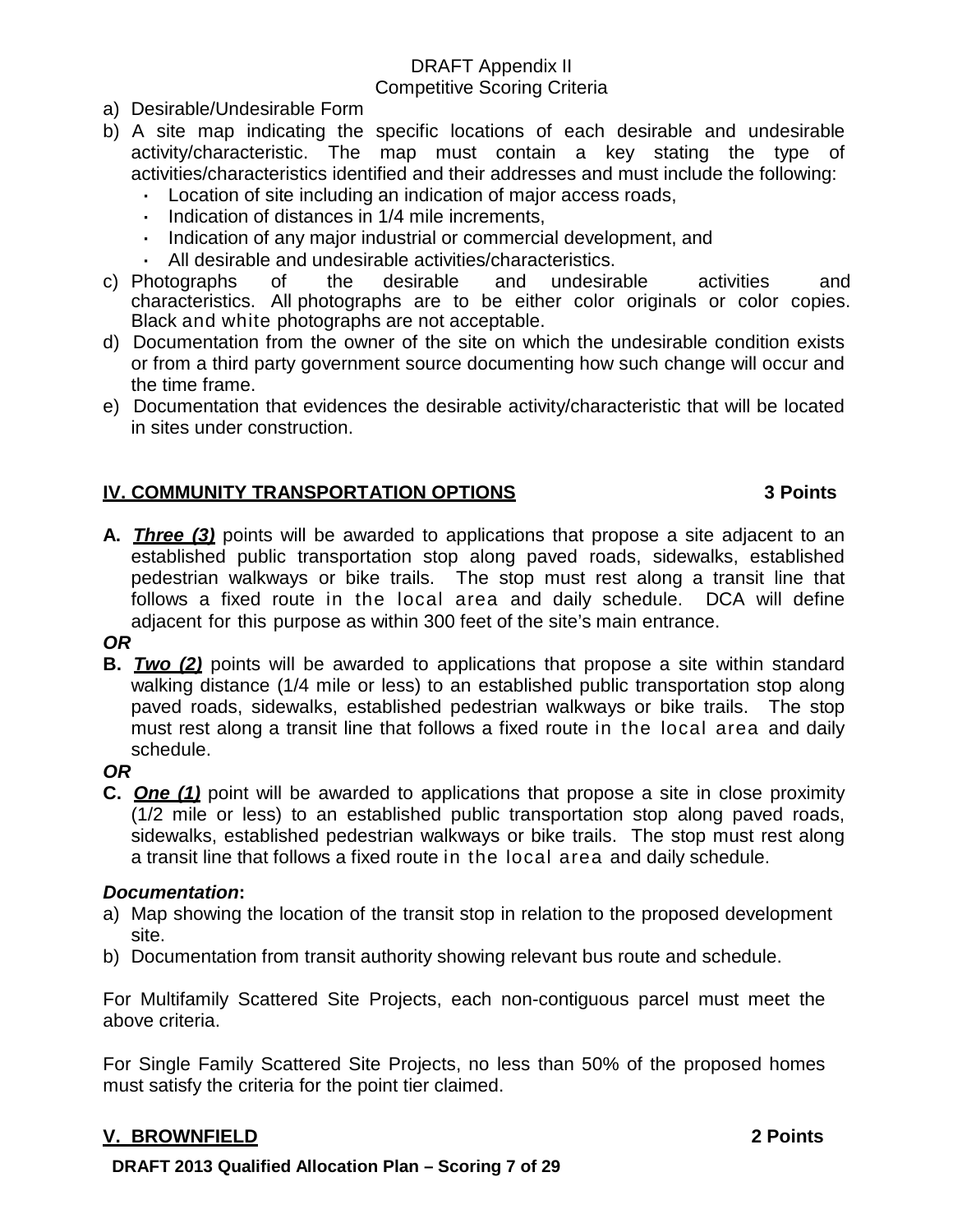a) Desirable/Undesirable Form
b) A site map indicating the specific locations of each desirable and undesirable activity/characteristic. The map must contain a key stating the type of activities/characteristics identified and their addresses and must include the following:
   - Location of site including an indication of major access roads,
   - Indication of distances in 1/4 mile increments,
   - Indication of any major industrial or commercial development, and
   - All desirable and undesirable activities/characteristics.
c) Photographs of the desirable and undesirable activities and characteristics. All photographs are to be either color originals or color copies. Black and white photographs are not acceptable.
d) Documentation from the owner of the site on which the undesirable condition exists or from a third party government source documenting how such change will occur and the time frame.
e) Documentation that evidences the desirable activity/characteristic that will be located in sites under construction.

## IV. COMMUNITY TRANSPORTATION OPTIONS 3 Points

**A.** ***Three (3)*** points will be awarded to applications that propose a site adjacent to an established public transportation stop along paved roads, sidewalks, established pedestrian walkways or bike trails. The stop must rest along a transit line that follows a fixed route in the local area and daily schedule. DCA will define adjacent for this purpose as within 300 feet of the site's main entrance.

***OR***

**B.** ***Two (2)*** points will be awarded to applications that propose a site within standard walking distance (1/4 mile or less) to an established public transportation stop along paved roads, sidewalks, established pedestrian walkways or bike trails. The stop must rest along a transit line that follows a fixed route in the local area and daily schedule.

***OR***

**C.** ***One (1)*** point will be awarded to applications that propose a site in close proximity (1/2 mile or less) to an established public transportation stop along paved roads, sidewalks, established pedestrian walkways or bike trails. The stop must rest along a transit line that follows a fixed route in the local area and daily schedule.

***Documentation*:**

a) Map showing the location of the transit stop in relation to the proposed development site.
b) Documentation from transit authority showing relevant bus route and schedule.

For Multifamily Scattered Site Projects, each non-contiguous parcel must meet the above criteria.

For Single Family Scattered Site Projects, no less than 50% of the proposed homes must satisfy the criteria for the point tier claimed.

## V. BROWNFIELD 2 Points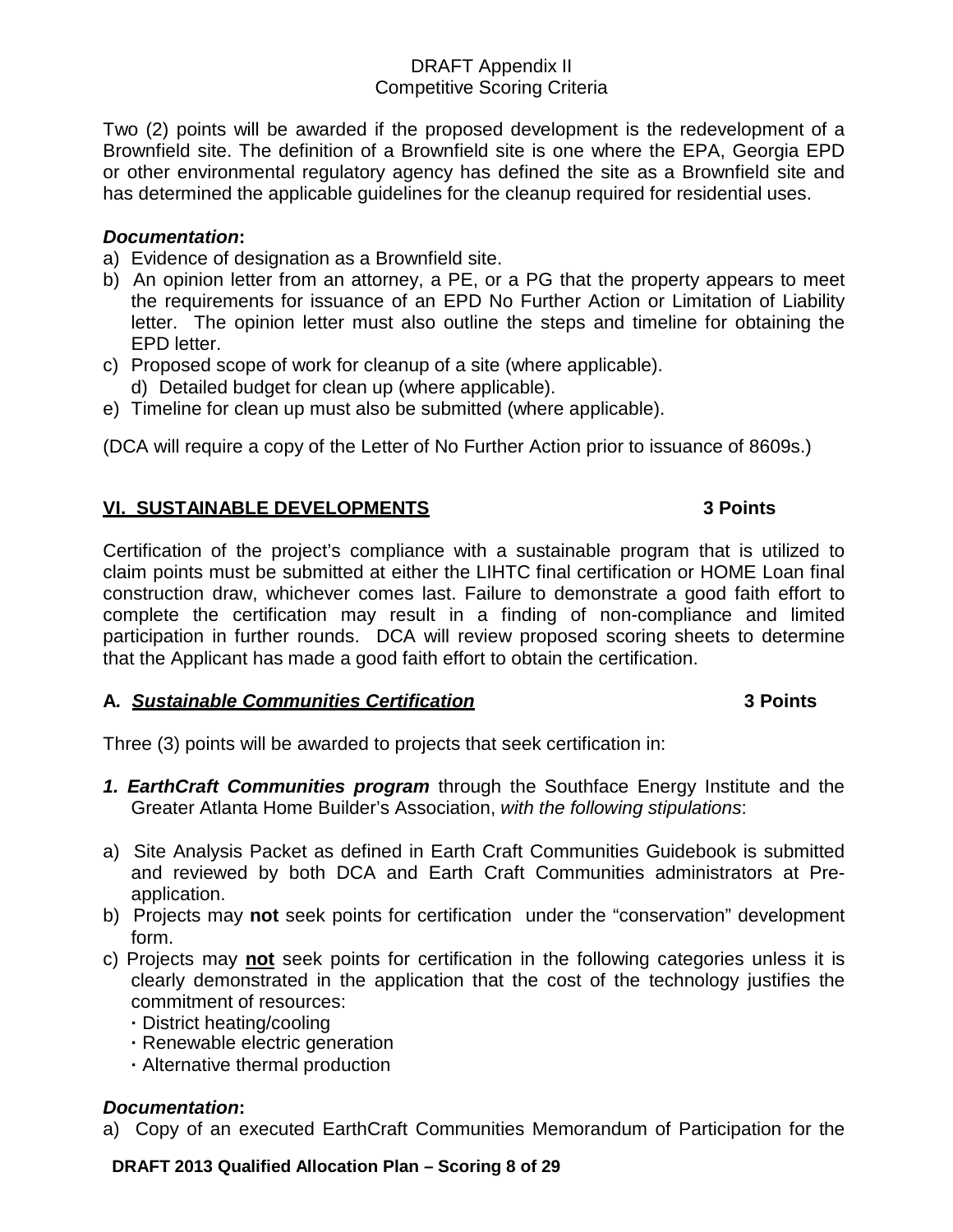Two (2) points will be awarded if the proposed development is the redevelopment of a Brownfield site. The definition of a Brownfield site is one where the EPA, Georgia EPD or other environmental regulatory agency has defined the site as a Brownfield site and has determined the applicable guidelines for the cleanup required for residential uses.

***Documentation*:**

a) Evidence of designation as a Brownfield site.
b) An opinion letter from an attorney, a PE, or a PG that the property appears to meet the requirements for issuance of an EPD No Further Action or Limitation of Liability letter. The opinion letter must also outline the steps and timeline for obtaining the EPD letter.
c) Proposed scope of work for cleanup of a site (where applicable).
d) Detailed budget for clean up (where applicable).
e) Timeline for clean up must also be submitted (where applicable).

(DCA will require a copy of the Letter of No Further Action prior to issuance of 8609s.)

## <u>VI. SUSTAINABLE DEVELOPMENTS</u> 3 Points

Certification of the project's compliance with a sustainable program that is utilized to claim points must be submitted at either the LIHTC final certification or HOME Loan final construction draw, whichever comes last. Failure to demonstrate a good faith effort to complete the certification may result in a finding of non-compliance and limited participation in further rounds. DCA will review proposed scoring sheets to determine that the Applicant has made a good faith effort to obtain the certification.

### A. ***<u>Sustainable Communities Certification</u>*** 3 Points

Three (3) points will be awarded to projects that seek certification in:

***1. EarthCraft Communities program*** through the Southface Energy Institute and the Greater Atlanta Home Builder's Association, *with the following stipulations*:

a) Site Analysis Packet as defined in Earth Craft Communities Guidebook is submitted and reviewed by both DCA and Earth Craft Communities administrators at Pre-application.
b) Projects may **not** seek points for certification under the "conservation" development form.
c) Projects may <u>**not**</u> seek points for certification in the following categories unless it is clearly demonstrated in the application that the cost of the technology justifies the commitment of resources:
   - District heating/cooling
   - Renewable electric generation
   - Alternative thermal production

***Documentation*:**

a) Copy of an executed EarthCraft Communities Memorandum of Participation for the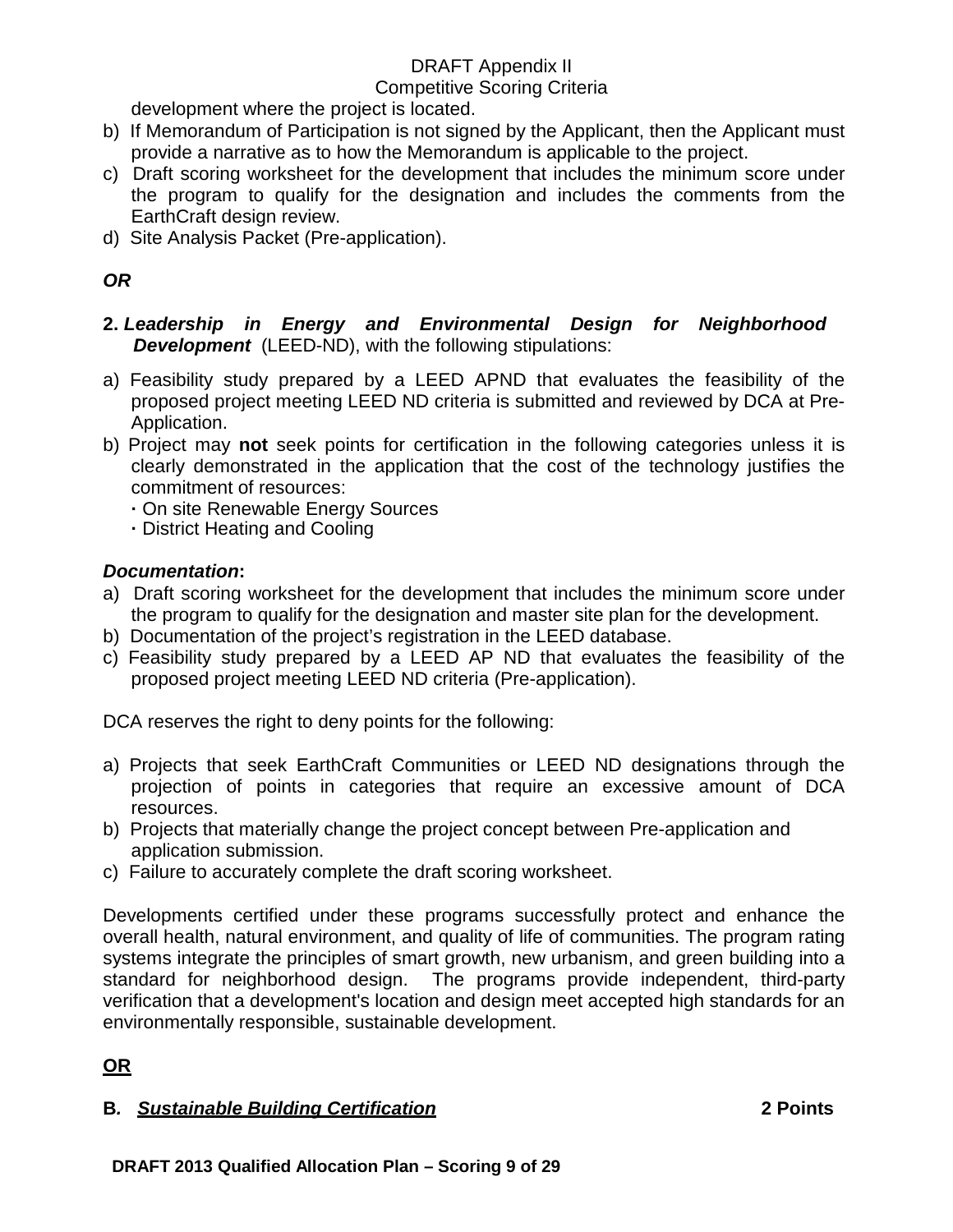development where the project is located.

b) If Memorandum of Participation is not signed by the Applicant, then the Applicant must provide a narrative as to how the Memorandum is applicable to the project.

c) Draft scoring worksheet for the development that includes the minimum score under the program to qualify for the designation and includes the comments from the EarthCraft design review.

d) Site Analysis Packet (Pre-application).

***OR***

**2. *Leadership in Energy and Environmental Design for Neighborhood Development*** (LEED-ND), with the following stipulations:

a) Feasibility study prepared by a LEED APND that evaluates the feasibility of the proposed project meeting LEED ND criteria is submitted and reviewed by DCA at Pre-Application.

b) Project may **not** seek points for certification in the following categories unless it is clearly demonstrated in the application that the cost of the technology justifies the commitment of resources:
   - On site Renewable Energy Sources
   - District Heating and Cooling

***Documentation*:**

a) Draft scoring worksheet for the development that includes the minimum score under the program to qualify for the designation and master site plan for the development.

b) Documentation of the project's registration in the LEED database.

c) Feasibility study prepared by a LEED AP ND that evaluates the feasibility of the proposed project meeting LEED ND criteria (Pre-application).

DCA reserves the right to deny points for the following:

a) Projects that seek EarthCraft Communities or LEED ND designations through the projection of points in categories that require an excessive amount of DCA resources.

b) Projects that materially change the project concept between Pre-application and application submission.

c) Failure to accurately complete the draft scoring worksheet.

Developments certified under these programs successfully protect and enhance the overall health, natural environment, and quality of life of communities. The program rating systems integrate the principles of smart growth, new urbanism, and green building into a standard for neighborhood design. The programs provide independent, third-party verification that a development's location and design meet accepted high standards for an environmentally responsible, sustainable development.

<u>**OR**</u>

**B*. <u>Sustainable Building Certification</u>*** **2 Points**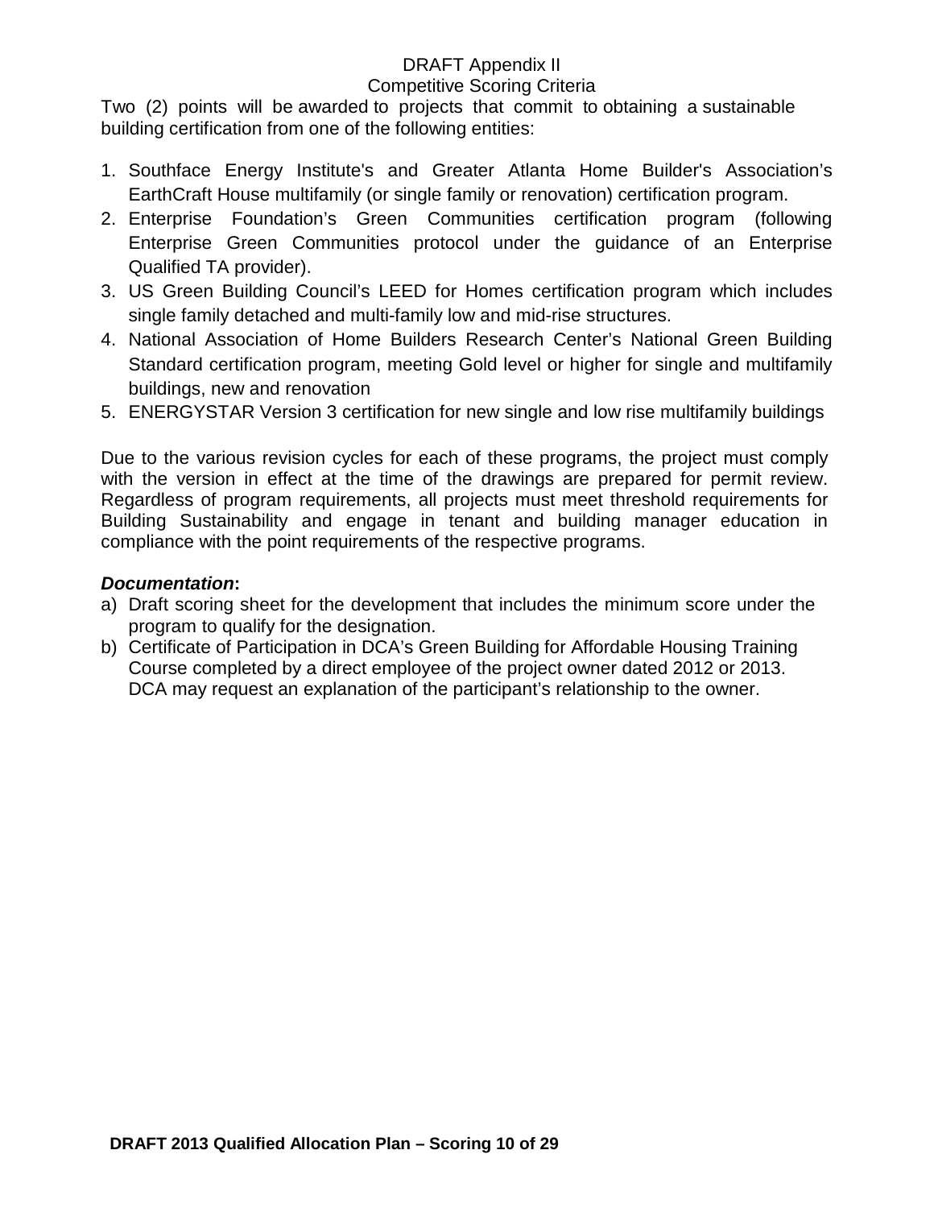Two (2) points will be awarded to projects that commit to obtaining a sustainable building certification from one of the following entities:

1. Southface Energy Institute's and Greater Atlanta Home Builder's Association's EarthCraft House multifamily (or single family or renovation) certification program.
2. Enterprise Foundation's Green Communities certification program (following Enterprise Green Communities protocol under the guidance of an Enterprise Qualified TA provider).
3. US Green Building Council's LEED for Homes certification program which includes single family detached and multi-family low and mid-rise structures.
4. National Association of Home Builders Research Center's National Green Building Standard certification program, meeting Gold level or higher for single and multifamily buildings, new and renovation
5. ENERGYSTAR Version 3 certification for new single and low rise multifamily buildings

Due to the various revision cycles for each of these programs, the project must comply with the version in effect at the time of the drawings are prepared for permit review. Regardless of program requirements, all projects must meet threshold requirements for Building Sustainability and engage in tenant and building manager education in compliance with the point requirements of the respective programs.

***Documentation*:**

a) Draft scoring sheet for the development that includes the minimum score under the program to qualify for the designation.
b) Certificate of Participation in DCA's Green Building for Affordable Housing Training Course completed by a direct employee of the project owner dated 2012 or 2013. DCA may request an explanation of the participant's relationship to the owner.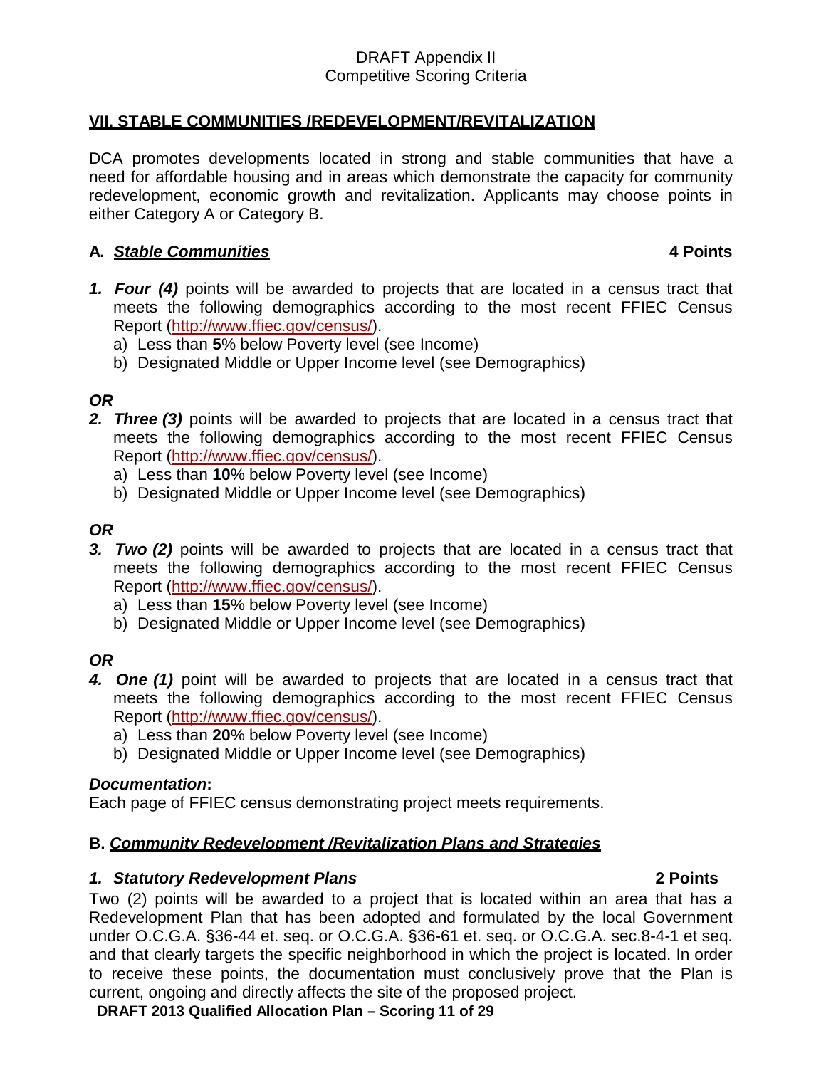DRAFT Appendix II
Competitive Scoring Criteria

## VII. STABLE COMMUNITIES /REDEVELOPMENT/REVITALIZATION

DCA promotes developments located in strong and stable communities that have a need for affordable housing and in areas which demonstrate the capacity for community redevelopment, economic growth and revitalization. Applicants may choose points in either Category A or Category B.

### A. *Stable Communities* — 4 Points

1. ***Four (4)*** points will be awarded to projects that are located in a census tract that meets the following demographics according to the most recent FFIEC Census Report (http://www.ffiec.gov/census/).
   a) Less than **5**% below Poverty level (see Income)
   b) Designated Middle or Upper Income level (see Demographics)

***OR***

2. ***Three (3)*** points will be awarded to projects that are located in a census tract that meets the following demographics according to the most recent FFIEC Census Report (http://www.ffiec.gov/census/).
   a) Less than **10**% below Poverty level (see Income)
   b) Designated Middle or Upper Income level (see Demographics)

***OR***

3. ***Two (2)*** points will be awarded to projects that are located in a census tract that meets the following demographics according to the most recent FFIEC Census Report (http://www.ffiec.gov/census/).
   a) Less than **15**% below Poverty level (see Income)
   b) Designated Middle or Upper Income level (see Demographics)

***OR***

4. ***One (1)*** point will be awarded to projects that are located in a census tract that meets the following demographics according to the most recent FFIEC Census Report (http://www.ffiec.gov/census/).
   a) Less than **20**% below Poverty level (see Income)
   b) Designated Middle or Upper Income level (see Demographics)

***Documentation*:**
Each page of FFIEC census demonstrating project meets requirements.

### B. *Community Redevelopment /Revitalization Plans and Strategies*

#### *1. Statutory Redevelopment Plans* — 2 Points

Two (2) points will be awarded to a project that is located within an area that has a Redevelopment Plan that has been adopted and formulated by the local Government under O.C.G.A. §36-44 et. seq. or O.C.G.A. §36-61 et. seq. or O.C.G.A. sec.8-4-1 et seq. and that clearly targets the specific neighborhood in which the project is located. In order to receive these points, the documentation must conclusively prove that the Plan is current, ongoing and directly affects the site of the proposed project.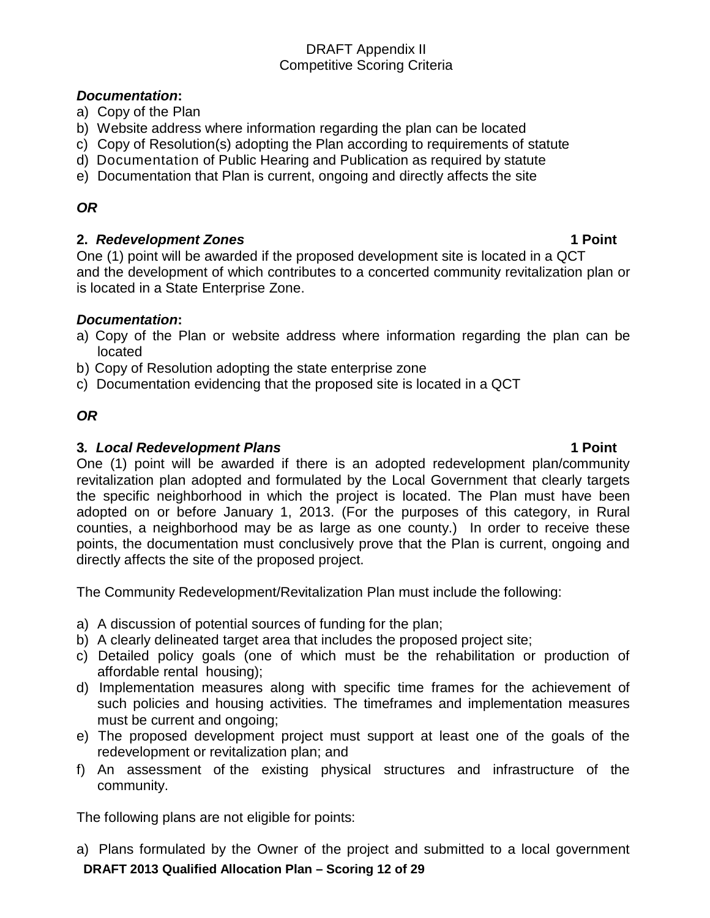DRAFT Appendix II
Competitive Scoring Criteria

***Documentation*:**

a) Copy of the Plan
b) Website address where information regarding the plan can be located
c) Copy of Resolution(s) adopting the Plan according to requirements of statute
d) Documentation of Public Hearing and Publication as required by statute
e) Documentation that Plan is current, ongoing and directly affects the site

***OR***

**2. *Redevelopment Zones*** **1 Point**

One (1) point will be awarded if the proposed development site is located in a QCT and the development of which contributes to a concerted community revitalization plan or is located in a State Enterprise Zone.

***Documentation*:**

a) Copy of the Plan or website address where information regarding the plan can be located
b) Copy of Resolution adopting the state enterprise zone
c) Documentation evidencing that the proposed site is located in a QCT

***OR***

**3. *Local Redevelopment Plans*** **1 Point**

One (1) point will be awarded if there is an adopted redevelopment plan/community revitalization plan adopted and formulated by the Local Government that clearly targets the specific neighborhood in which the project is located. The Plan must have been adopted on or before January 1, 2013. (For the purposes of this category, in Rural counties, a neighborhood may be as large as one county.) In order to receive these points, the documentation must conclusively prove that the Plan is current, ongoing and directly affects the site of the proposed project.

The Community Redevelopment/Revitalization Plan must include the following:

a) A discussion of potential sources of funding for the plan;
b) A clearly delineated target area that includes the proposed project site;
c) Detailed policy goals (one of which must be the rehabilitation or production of affordable rental housing);
d) Implementation measures along with specific time frames for the achievement of such policies and housing activities. The timeframes and implementation measures must be current and ongoing;
e) The proposed development project must support at least one of the goals of the redevelopment or revitalization plan; and
f) An assessment of the existing physical structures and infrastructure of the community.

The following plans are not eligible for points:

a) Plans formulated by the Owner of the project and submitted to a local government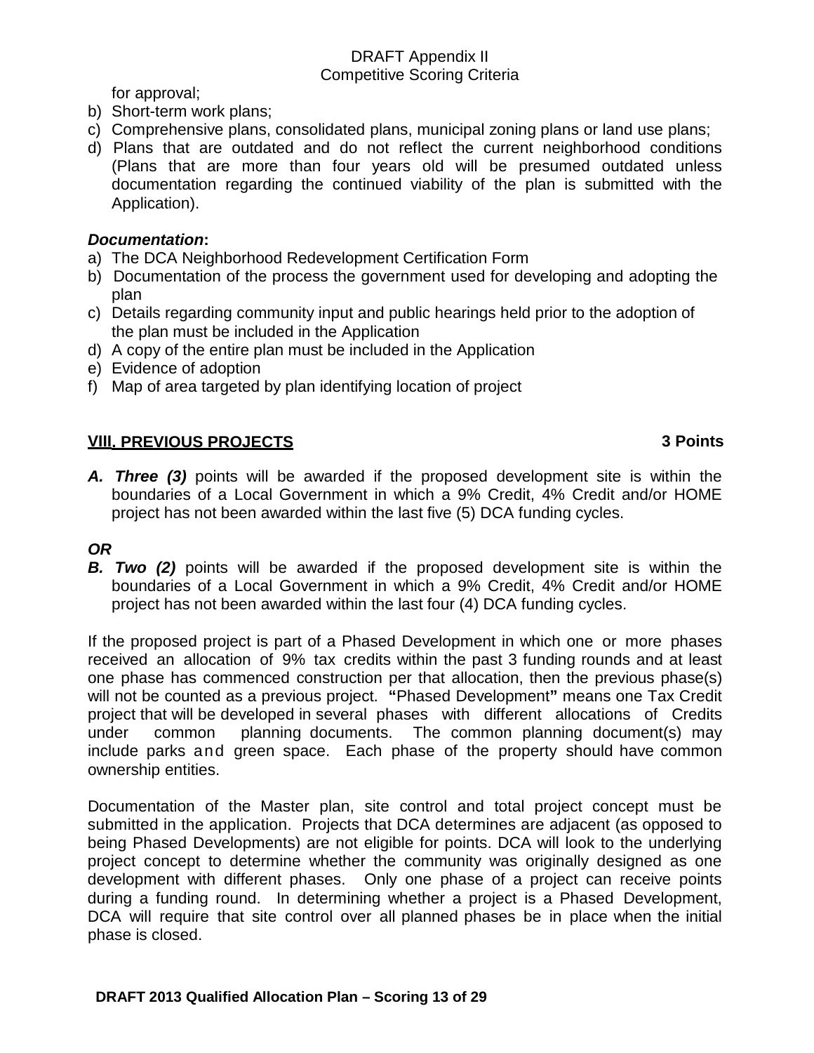for approval;

b) Short-term work plans;
c) Comprehensive plans, consolidated plans, municipal zoning plans or land use plans;
d) Plans that are outdated and do not reflect the current neighborhood conditions (Plans that are more than four years old will be presumed outdated unless documentation regarding the continued viability of the plan is submitted with the Application).

***Documentation*:**

a) The DCA Neighborhood Redevelopment Certification Form
b) Documentation of the process the government used for developing and adopting the plan
c) Details regarding community input and public hearings held prior to the adoption of the plan must be included in the Application
d) A copy of the entire plan must be included in the Application
e) Evidence of adoption
f) Map of area targeted by plan identifying location of project

## VIII. PREVIOUS PROJECTS — 3 Points

***A. Three (3)*** points will be awarded if the proposed development site is within the boundaries of a Local Government in which a 9% Credit, 4% Credit and/or HOME project has not been awarded within the last five (5) DCA funding cycles.

***OR***

***B. Two (2)*** points will be awarded if the proposed development site is within the boundaries of a Local Government in which a 9% Credit, 4% Credit and/or HOME project has not been awarded within the last four (4) DCA funding cycles.

If the proposed project is part of a Phased Development in which one or more phases received an allocation of 9% tax credits within the past 3 funding rounds and at least one phase has commenced construction per that allocation, then the previous phase(s) will not be counted as a previous project. **"**Phased Development**"** means one Tax Credit project that will be developed in several phases with different allocations of Credits under common planning documents. The common planning document(s) may include parks and green space. Each phase of the property should have common ownership entities.

Documentation of the Master plan, site control and total project concept must be submitted in the application. Projects that DCA determines are adjacent (as opposed to being Phased Developments) are not eligible for points. DCA will look to the underlying project concept to determine whether the community was originally designed as one development with different phases. Only one phase of a project can receive points during a funding round. In determining whether a project is a Phased Development, DCA will require that site control over all planned phases be in place when the initial phase is closed.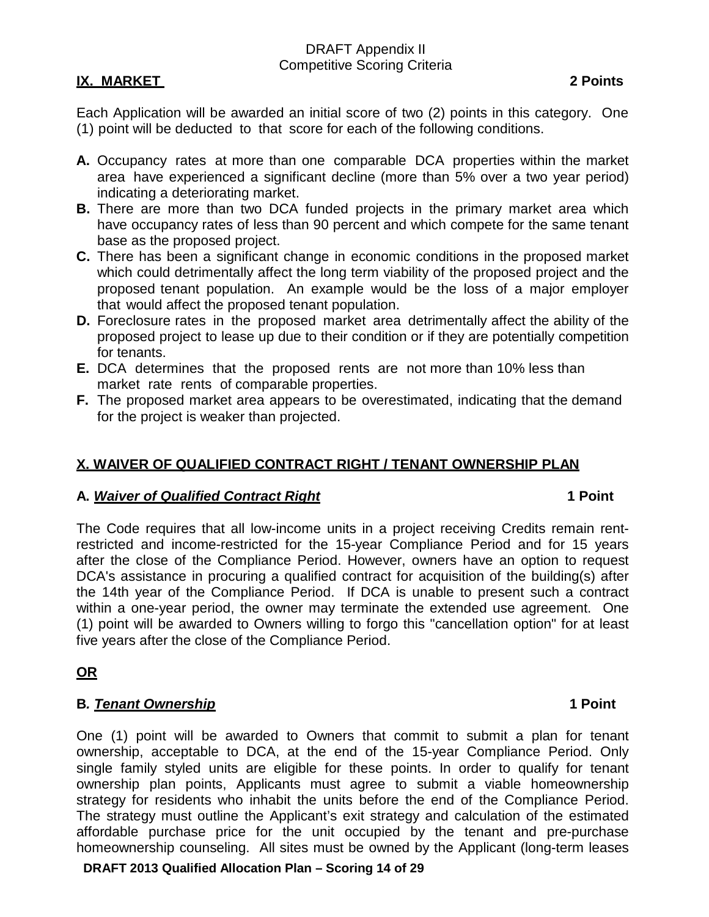## IX. MARKET 2 Points

Each Application will be awarded an initial score of two (2) points in this category. One (1) point will be deducted to that score for each of the following conditions.

- **A.** Occupancy rates at more than one comparable DCA properties within the market area have experienced a significant decline (more than 5% over a two year period) indicating a deteriorating market.
- **B.** There are more than two DCA funded projects in the primary market area which have occupancy rates of less than 90 percent and which compete for the same tenant base as the proposed project.
- **C.** There has been a significant change in economic conditions in the proposed market which could detrimentally affect the long term viability of the proposed project and the proposed tenant population. An example would be the loss of a major employer that would affect the proposed tenant population.
- **D.** Foreclosure rates in the proposed market area detrimentally affect the ability of the proposed project to lease up due to their condition or if they are potentially competition for tenants.
- **E.** DCA determines that the proposed rents are not more than 10% less than market rate rents of comparable properties.
- **F.** The proposed market area appears to be overestimated, indicating that the demand for the project is weaker than projected.

## X. WAIVER OF QUALIFIED CONTRACT RIGHT / TENANT OWNERSHIP PLAN

### A. *Waiver of Qualified Contract Right* 1 Point

The Code requires that all low-income units in a project receiving Credits remain rent-restricted and income-restricted for the 15-year Compliance Period and for 15 years after the close of the Compliance Period. However, owners have an option to request DCA's assistance in procuring a qualified contract for acquisition of the building(s) after the 14th year of the Compliance Period. If DCA is unable to present such a contract within a one-year period, the owner may terminate the extended use agreement. One (1) point will be awarded to Owners willing to forgo this "cancellation option" for at least five years after the close of the Compliance Period.

**OR**

### B. *Tenant Ownership* 1 Point

One (1) point will be awarded to Owners that commit to submit a plan for tenant ownership, acceptable to DCA, at the end of the 15-year Compliance Period. Only single family styled units are eligible for these points. In order to qualify for tenant ownership plan points, Applicants must agree to submit a viable homeownership strategy for residents who inhabit the units before the end of the Compliance Period. The strategy must outline the Applicant's exit strategy and calculation of the estimated affordable purchase price for the unit occupied by the tenant and pre-purchase homeownership counseling. All sites must be owned by the Applicant (long-term leases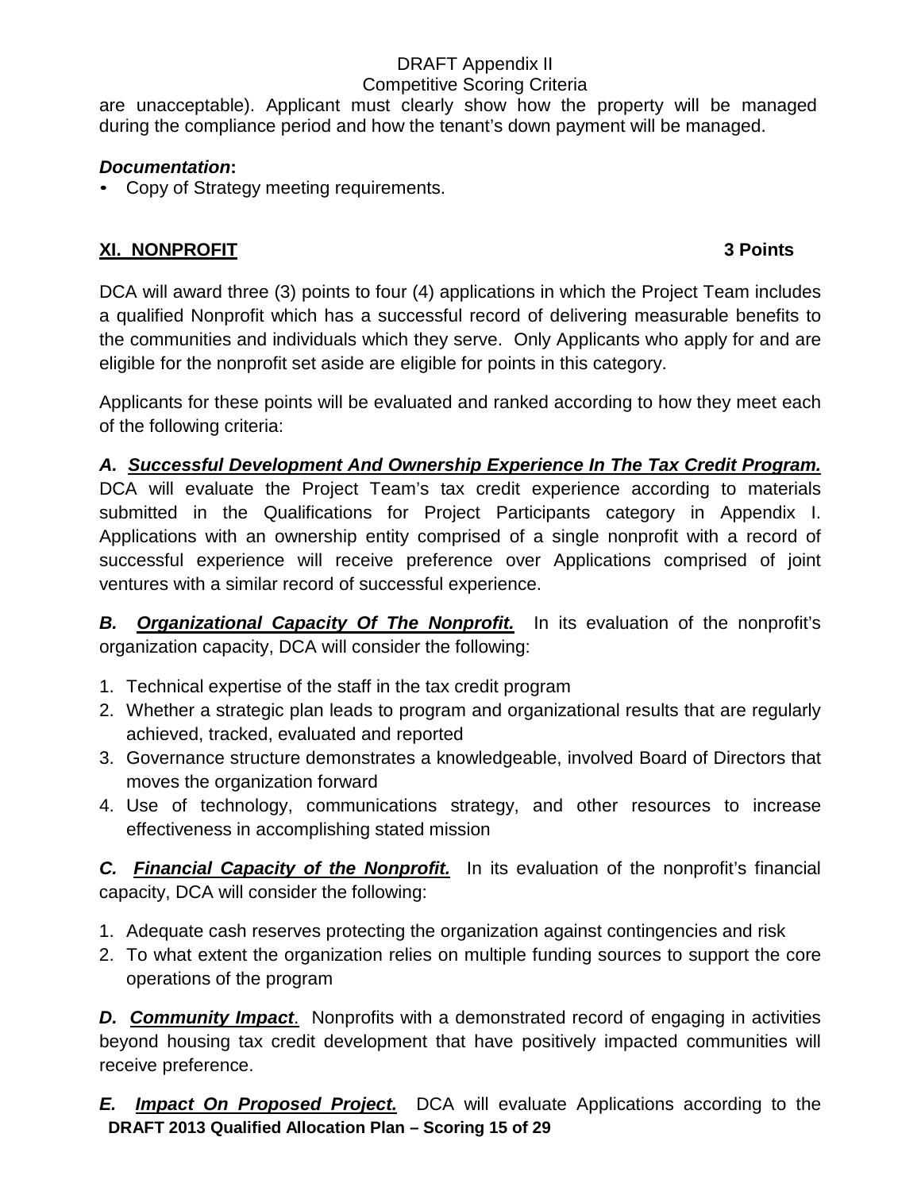are unacceptable). Applicant must clearly show how the property will be managed during the compliance period and how the tenant's down payment will be managed.

***Documentation*:**

- Copy of Strategy meeting requirements.

## XI. NONPROFIT 3 Points

DCA will award three (3) points to four (4) applications in which the Project Team includes a qualified Nonprofit which has a successful record of delivering measurable benefits to the communities and individuals which they serve. Only Applicants who apply for and are eligible for the nonprofit set aside are eligible for points in this category.

Applicants for these points will be evaluated and ranked according to how they meet each of the following criteria:

***A. Successful Development And Ownership Experience In The Tax Credit Program.*** DCA will evaluate the Project Team's tax credit experience according to materials submitted in the Qualifications for Project Participants category in Appendix I. Applications with an ownership entity comprised of a single nonprofit with a record of successful experience will receive preference over Applications comprised of joint ventures with a similar record of successful experience.

***B. Organizational Capacity Of The Nonprofit.*** In its evaluation of the nonprofit's organization capacity, DCA will consider the following:

1. Technical expertise of the staff in the tax credit program
2. Whether a strategic plan leads to program and organizational results that are regularly achieved, tracked, evaluated and reported
3. Governance structure demonstrates a knowledgeable, involved Board of Directors that moves the organization forward
4. Use of technology, communications strategy, and other resources to increase effectiveness in accomplishing stated mission

***C. Financial Capacity of the Nonprofit.*** In its evaluation of the nonprofit's financial capacity, DCA will consider the following:

1. Adequate cash reserves protecting the organization against contingencies and risk
2. To what extent the organization relies on multiple funding sources to support the core operations of the program

***D. Community Impact*.** Nonprofits with a demonstrated record of engaging in activities beyond housing tax credit development that have positively impacted communities will receive preference.

***E. Impact On Proposed Project.*** DCA will evaluate Applications according to the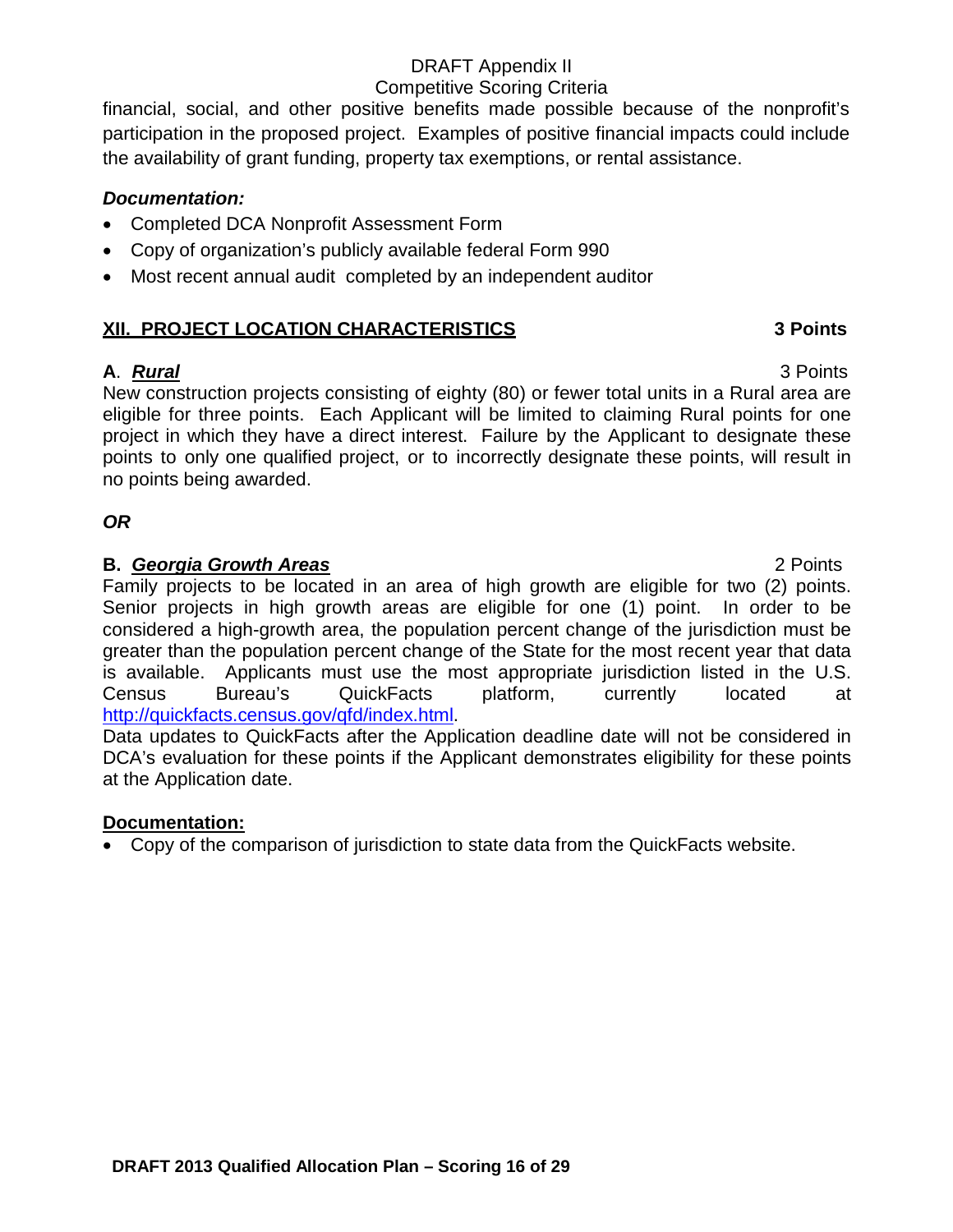financial, social, and other positive benefits made possible because of the nonprofit's participation in the proposed project. Examples of positive financial impacts could include the availability of grant funding, property tax exemptions, or rental assistance.

***Documentation:***

- Completed DCA Nonprofit Assessment Form
- Copy of organization's publicly available federal Form 990
- Most recent annual audit completed by an independent auditor

## XII. PROJECT LOCATION CHARACTERISTICS — 3 Points

**A**. ***Rural*** — 3 Points

New construction projects consisting of eighty (80) or fewer total units in a Rural area are eligible for three points. Each Applicant will be limited to claiming Rural points for one project in which they have a direct interest. Failure by the Applicant to designate these points to only one qualified project, or to incorrectly designate these points, will result in no points being awarded.

***OR***

**B. *Georgia Growth Areas*** — 2 Points

Family projects to be located in an area of high growth are eligible for two (2) points. Senior projects in high growth areas are eligible for one (1) point. In order to be considered a high-growth area, the population percent change of the jurisdiction must be greater than the population percent change of the State for the most recent year that data is available. Applicants must use the most appropriate jurisdiction listed in the U.S. Census Bureau's QuickFacts platform, currently located at http://quickfacts.census.gov/qfd/index.html.

Data updates to QuickFacts after the Application deadline date will not be considered in DCA's evaluation for these points if the Applicant demonstrates eligibility for these points at the Application date.

**Documentation:**

- Copy of the comparison of jurisdiction to state data from the QuickFacts website.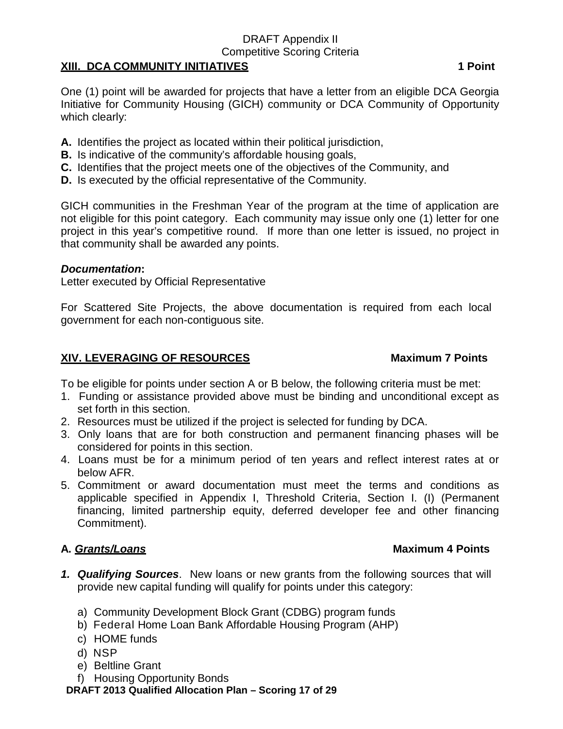DRAFT Appendix II
Competitive Scoring Criteria

## XIII. DCA COMMUNITY INITIATIVES — 1 Point

One (1) point will be awarded for projects that have a letter from an eligible DCA Georgia Initiative for Community Housing (GICH) community or DCA Community of Opportunity which clearly:

**A.** Identifies the project as located within their political jurisdiction,
**B.** Is indicative of the community's affordable housing goals,
**C.** Identifies that the project meets one of the objectives of the Community, and
**D.** Is executed by the official representative of the Community.

GICH communities in the Freshman Year of the program at the time of application are not eligible for this point category. Each community may issue only one (1) letter for one project in this year's competitive round. If more than one letter is issued, no project in that community shall be awarded any points.

***Documentation*:**
Letter executed by Official Representative

For Scattered Site Projects, the above documentation is required from each local government for each non-contiguous site.

## XIV. LEVERAGING OF RESOURCES — Maximum 7 Points

To be eligible for points under section A or B below, the following criteria must be met:

1. Funding or assistance provided above must be binding and unconditional except as set forth in this section.
2. Resources must be utilized if the project is selected for funding by DCA.
3. Only loans that are for both construction and permanent financing phases will be considered for points in this section.
4. Loans must be for a minimum period of ten years and reflect interest rates at or below AFR.
5. Commitment or award documentation must meet the terms and conditions as applicable specified in Appendix I, Threshold Criteria, Section I. (I) (Permanent financing, limited partnership equity, deferred developer fee and other financing Commitment).

### A. ***Grants/Loans*** — Maximum 4 Points

1. ***Qualifying Sources***. New loans or new grants from the following sources that will provide new capital funding will qualify for points under this category:

   a) Community Development Block Grant (CDBG) program funds
   b) Federal Home Loan Bank Affordable Housing Program (AHP)
   c) HOME funds
   d) NSP
   e) Beltline Grant
   f) Housing Opportunity Bonds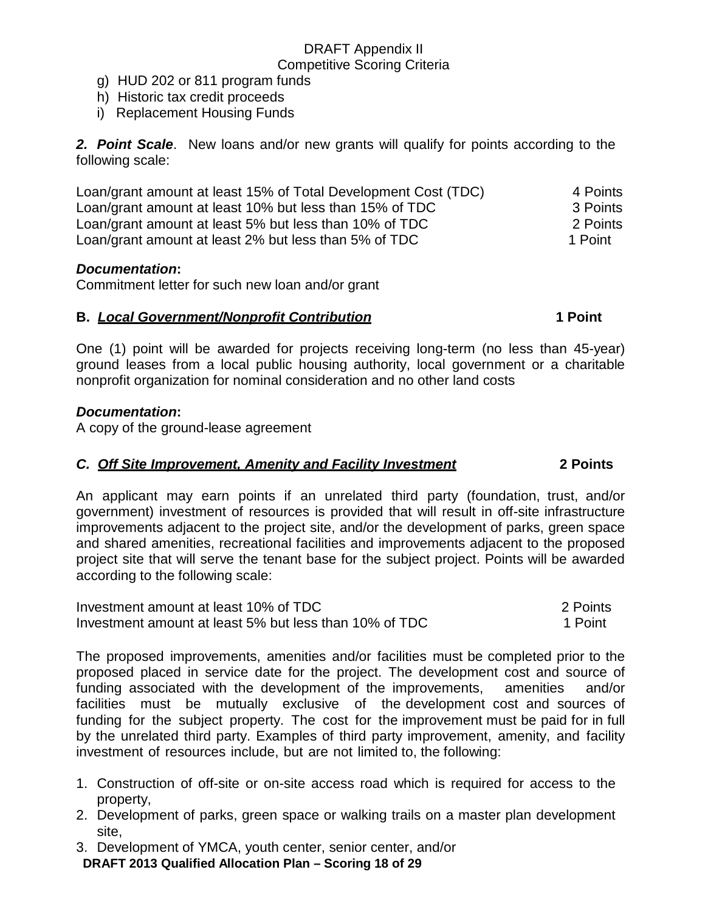g) HUD 202 or 811 program funds
h) Historic tax credit proceeds
i) Replacement Housing Funds

***2. Point Scale***. New loans and/or new grants will qualify for points according to the following scale:

| | |
|---|---|
| Loan/grant amount at least 15% of Total Development Cost (TDC) | 4 Points |
| Loan/grant amount at least 10% but less than 15% of TDC | 3 Points |
| Loan/grant amount at least 5% but less than 10% of TDC | 2 Points |
| Loan/grant amount at least 2% but less than 5% of TDC | 1 Point |

***Documentation*:**
Commitment letter for such new loan and/or grant

**B. *Local Government/Nonprofit Contribution*** **1 Point**

One (1) point will be awarded for projects receiving long-term (no less than 45-year) ground leases from a local public housing authority, local government or a charitable nonprofit organization for nominal consideration and no other land costs

***Documentation*:**
A copy of the ground-lease agreement

***C. Off Site Improvement, Amenity and Facility Investment*** **2 Points**

An applicant may earn points if an unrelated third party (foundation, trust, and/or government) investment of resources is provided that will result in off-site infrastructure improvements adjacent to the project site, and/or the development of parks, green space and shared amenities, recreational facilities and improvements adjacent to the proposed project site that will serve the tenant base for the subject project. Points will be awarded according to the following scale:

| | |
|---|---|
| Investment amount at least 10% of TDC | 2 Points |
| Investment amount at least 5% but less than 10% of TDC | 1 Point |

The proposed improvements, amenities and/or facilities must be completed prior to the proposed placed in service date for the project. The development cost and source of funding associated with the development of the improvements, amenities and/or facilities must be mutually exclusive of the development cost and sources of funding for the subject property. The cost for the improvement must be paid for in full by the unrelated third party. Examples of third party improvement, amenity, and facility investment of resources include, but are not limited to, the following:

1. Construction of off-site or on-site access road which is required for access to the property,
2. Development of parks, green space or walking trails on a master plan development site,
3. Development of YMCA, youth center, senior center, and/or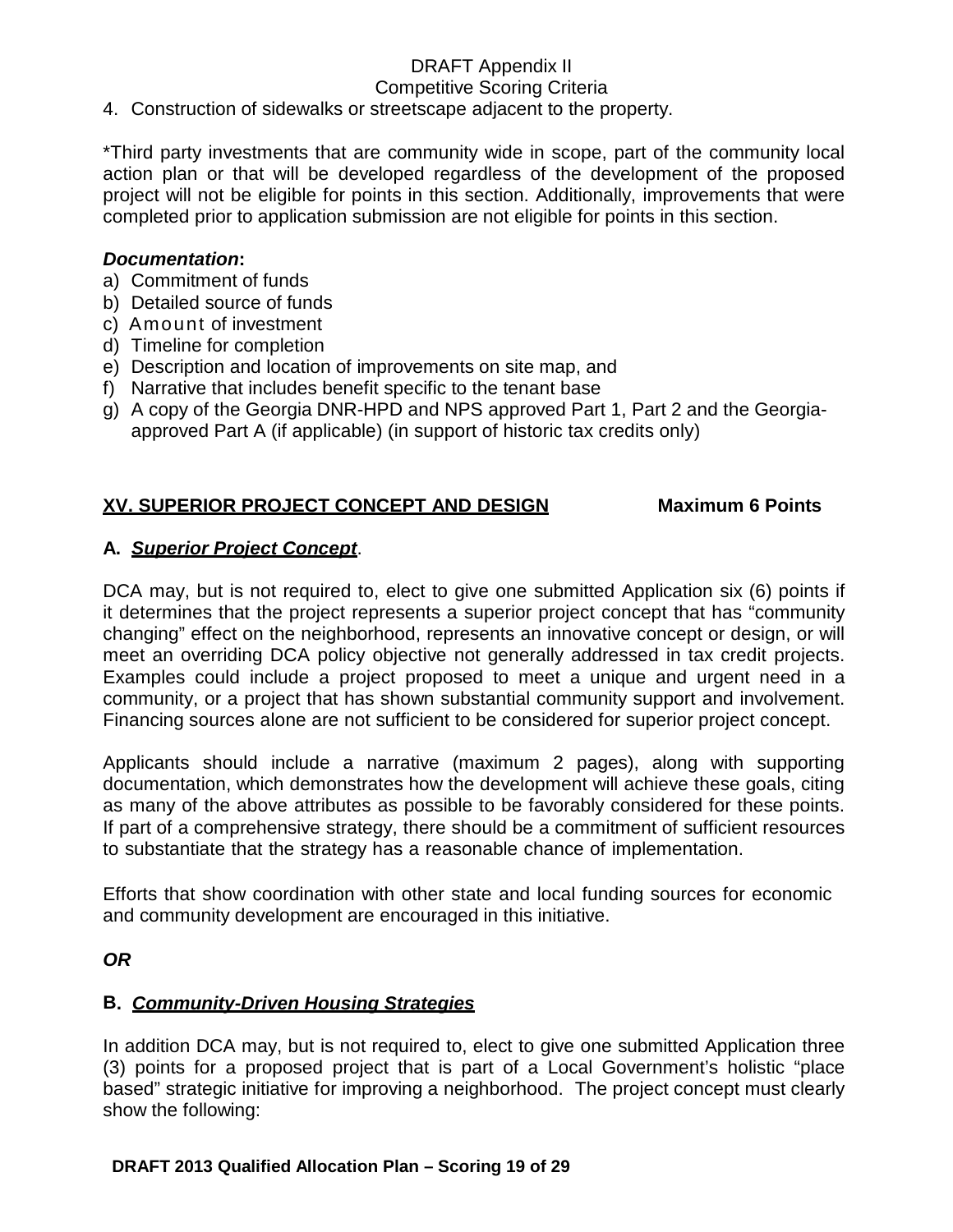4. Construction of sidewalks or streetscape adjacent to the property.

*Third party investments that are community wide in scope, part of the community local action plan or that will be developed regardless of the development of the proposed project will not be eligible for points in this section. Additionally, improvements that were completed prior to application submission are not eligible for points in this section.

***Documentation*:**

a) Commitment of funds
b) Detailed source of funds
c) Amount of investment
d) Timeline for completion
e) Description and location of improvements on site map, and
f) Narrative that includes benefit specific to the tenant base
g) A copy of the Georgia DNR-HPD and NPS approved Part 1, Part 2 and the Georgia-approved Part A (if applicable) (in support of historic tax credits only)

## XV. SUPERIOR PROJECT CONCEPT AND DESIGN — Maximum 6 Points

### A. *Superior Project Concept*.

DCA may, but is not required to, elect to give one submitted Application six (6) points if it determines that the project represents a superior project concept that has "community changing" effect on the neighborhood, represents an innovative concept or design, or will meet an overriding DCA policy objective not generally addressed in tax credit projects. Examples could include a project proposed to meet a unique and urgent need in a community, or a project that has shown substantial community support and involvement. Financing sources alone are not sufficient to be considered for superior project concept.

Applicants should include a narrative (maximum 2 pages), along with supporting documentation, which demonstrates how the development will achieve these goals, citing as many of the above attributes as possible to be favorably considered for these points. If part of a comprehensive strategy, there should be a commitment of sufficient resources to substantiate that the strategy has a reasonable chance of implementation.

Efforts that show coordination with other state and local funding sources for economic and community development are encouraged in this initiative.

***OR***

### B. *Community-Driven Housing Strategies*

In addition DCA may, but is not required to, elect to give one submitted Application three (3) points for a proposed project that is part of a Local Government's holistic "place based" strategic initiative for improving a neighborhood. The project concept must clearly show the following: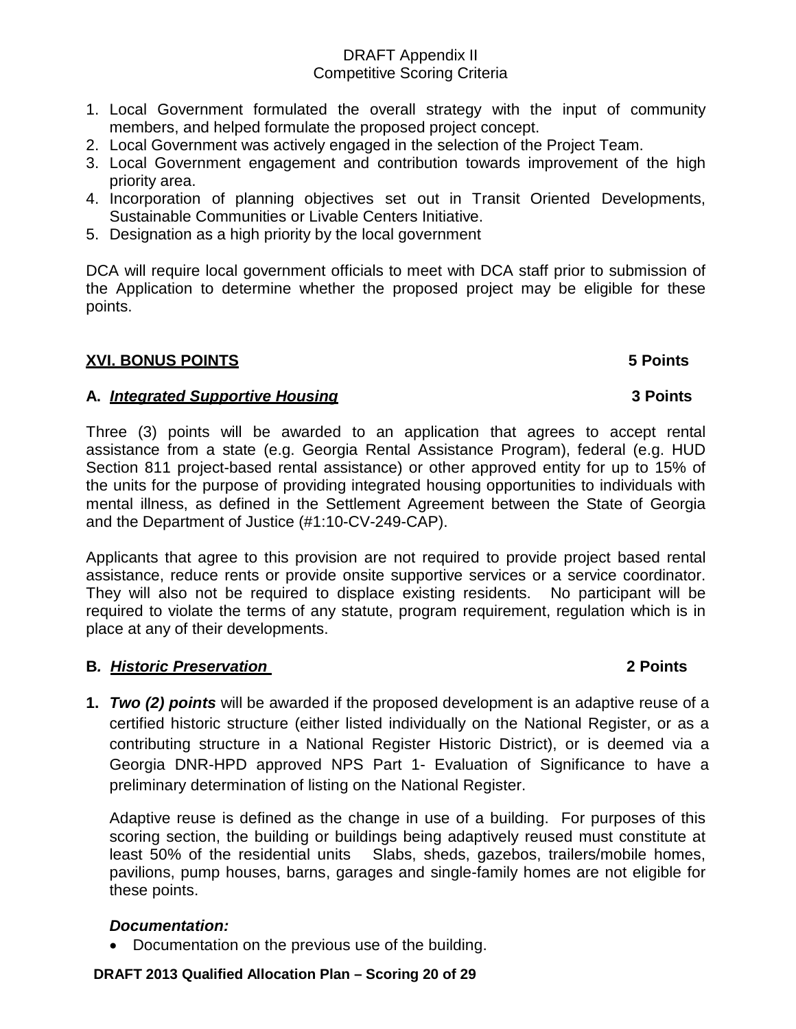1. Local Government formulated the overall strategy with the input of community members, and helped formulate the proposed project concept.
2. Local Government was actively engaged in the selection of the Project Team.
3. Local Government engagement and contribution towards improvement of the high priority area.
4. Incorporation of planning objectives set out in Transit Oriented Developments, Sustainable Communities or Livable Centers Initiative.
5. Designation as a high priority by the local government

DCA will require local government officials to meet with DCA staff prior to submission of the Application to determine whether the proposed project may be eligible for these points.

## XVI. BONUS POINTS — 5 Points

### A. *Integrated Supportive Housing* — 3 Points

Three (3) points will be awarded to an application that agrees to accept rental assistance from a state (e.g. Georgia Rental Assistance Program), federal (e.g. HUD Section 811 project-based rental assistance) or other approved entity for up to 15% of the units for the purpose of providing integrated housing opportunities to individuals with mental illness, as defined in the Settlement Agreement between the State of Georgia and the Department of Justice (#1:10-CV-249-CAP).

Applicants that agree to this provision are not required to provide project based rental assistance, reduce rents or provide onsite supportive services or a service coordinator. They will also not be required to displace existing residents. No participant will be required to violate the terms of any statute, program requirement, regulation which is in place at any of their developments.

### B. *Historic Preservation* — 2 Points

**1.** ***Two (2) points*** will be awarded if the proposed development is an adaptive reuse of a certified historic structure (either listed individually on the National Register, or as a contributing structure in a National Register Historic District), or is deemed via a Georgia DNR-HPD approved NPS Part 1- Evaluation of Significance to have a preliminary determination of listing on the National Register.

Adaptive reuse is defined as the change in use of a building. For purposes of this scoring section, the building or buildings being adaptively reused must constitute at least 50% of the residential units Slabs, sheds, gazebos, trailers/mobile homes, pavilions, pump houses, barns, garages and single-family homes are not eligible for these points.

***Documentation:***

- Documentation on the previous use of the building.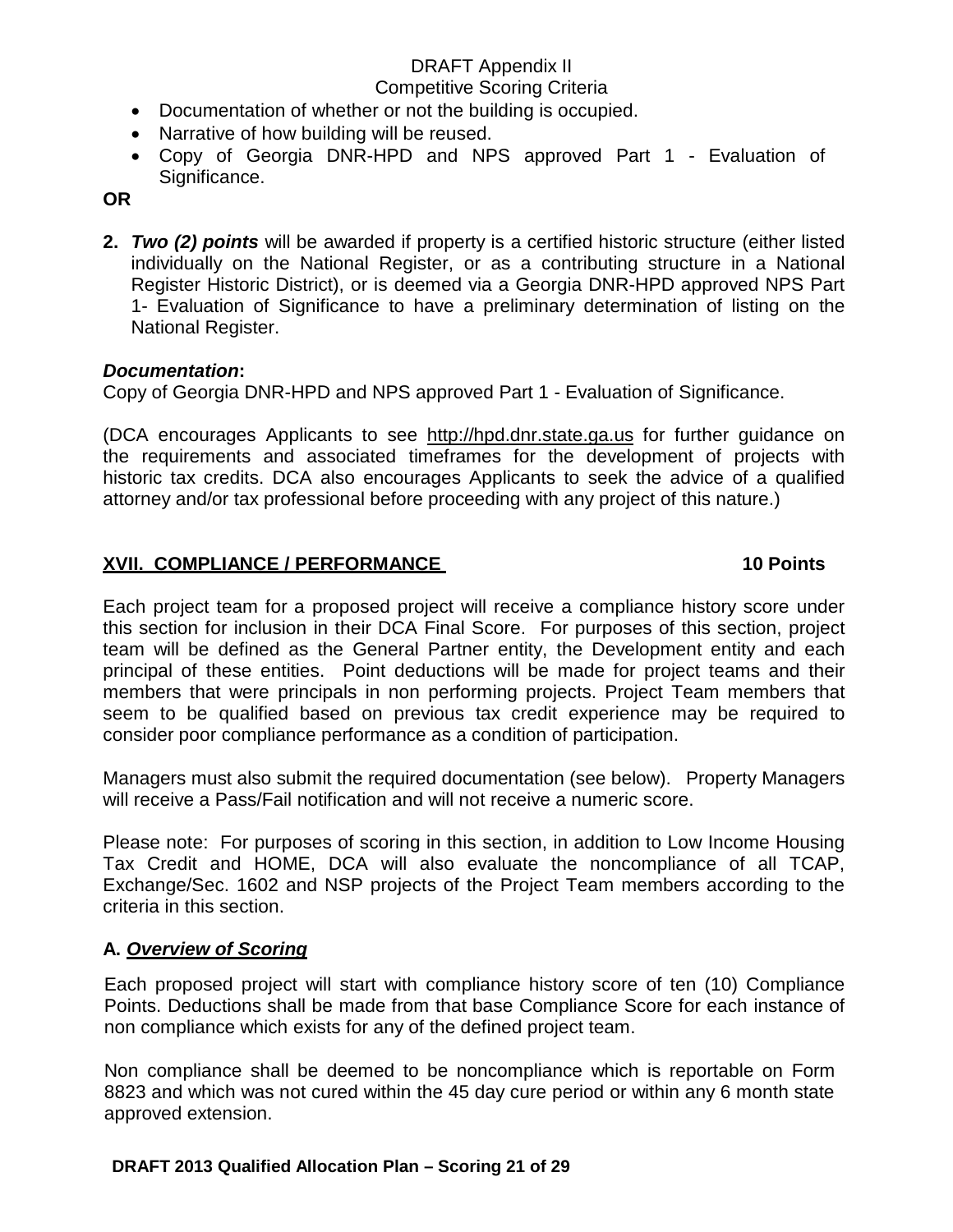- Documentation of whether or not the building is occupied.
- Narrative of how building will be reused.
- Copy of Georgia DNR-HPD and NPS approved Part 1 - Evaluation of Significance.

**OR**

2. ***Two (2) points*** will be awarded if property is a certified historic structure (either listed individually on the National Register, or as a contributing structure in a National Register Historic District), or is deemed via a Georgia DNR-HPD approved NPS Part 1- Evaluation of Significance to have a preliminary determination of listing on the National Register.

***Documentation*:**
Copy of Georgia DNR-HPD and NPS approved Part 1 - Evaluation of Significance.

(DCA encourages Applicants to see http://hpd.dnr.state.ga.us for further guidance on the requirements and associated timeframes for the development of projects with historic tax credits. DCA also encourages Applicants to seek the advice of a qualified attorney and/or tax professional before proceeding with any project of this nature.)

## XVII. COMPLIANCE / PERFORMANCE — 10 Points

Each project team for a proposed project will receive a compliance history score under this section for inclusion in their DCA Final Score. For purposes of this section, project team will be defined as the General Partner entity, the Development entity and each principal of these entities. Point deductions will be made for project teams and their members that were principals in non performing projects. Project Team members that seem to be qualified based on previous tax credit experience may be required to consider poor compliance performance as a condition of participation.

Managers must also submit the required documentation (see below). Property Managers will receive a Pass/Fail notification and will not receive a numeric score.

Please note: For purposes of scoring in this section, in addition to Low Income Housing Tax Credit and HOME, DCA will also evaluate the noncompliance of all TCAP, Exchange/Sec. 1602 and NSP projects of the Project Team members according to the criteria in this section.

### A. *Overview of Scoring*

Each proposed project will start with compliance history score of ten (10) Compliance Points. Deductions shall be made from that base Compliance Score for each instance of non compliance which exists for any of the defined project team.

Non compliance shall be deemed to be noncompliance which is reportable on Form 8823 and which was not cured within the 45 day cure period or within any 6 month state approved extension.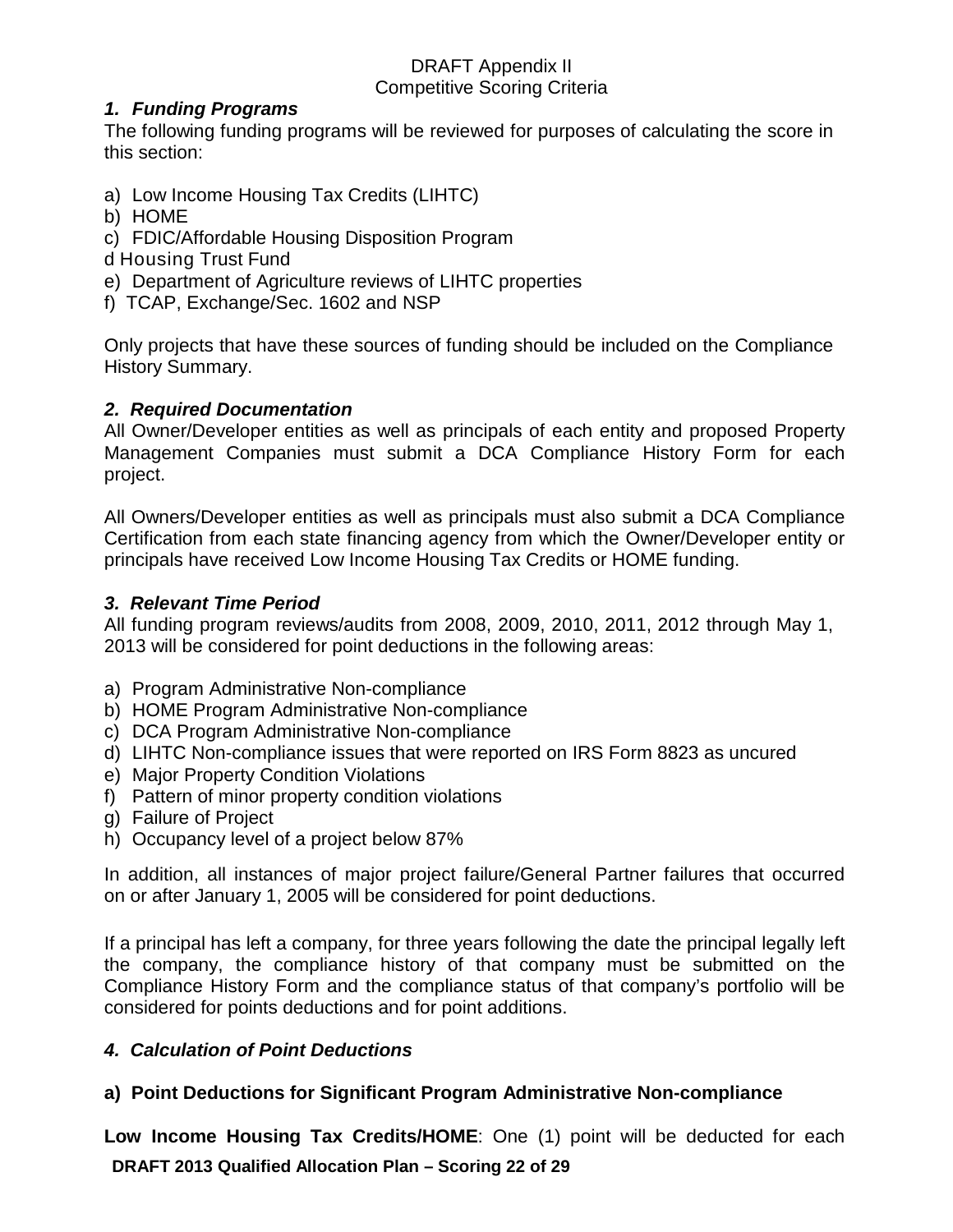DRAFT Appendix II
Competitive Scoring Criteria

### *1. Funding Programs*

The following funding programs will be reviewed for purposes of calculating the score in this section:

a) Low Income Housing Tax Credits (LIHTC)
b) HOME
c) FDIC/Affordable Housing Disposition Program
d Housing Trust Fund
e) Department of Agriculture reviews of LIHTC properties
f) TCAP, Exchange/Sec. 1602 and NSP

Only projects that have these sources of funding should be included on the Compliance History Summary.

### *2. Required Documentation*

All Owner/Developer entities as well as principals of each entity and proposed Property Management Companies must submit a DCA Compliance History Form for each project.

All Owners/Developer entities as well as principals must also submit a DCA Compliance Certification from each state financing agency from which the Owner/Developer entity or principals have received Low Income Housing Tax Credits or HOME funding.

### *3. Relevant Time Period*

All funding program reviews/audits from 2008, 2009, 2010, 2011, 2012 through May 1, 2013 will be considered for point deductions in the following areas:

a) Program Administrative Non-compliance
b) HOME Program Administrative Non-compliance
c) DCA Program Administrative Non-compliance
d) LIHTC Non-compliance issues that were reported on IRS Form 8823 as uncured
e) Major Property Condition Violations
f) Pattern of minor property condition violations
g) Failure of Project
h) Occupancy level of a project below 87%

In addition, all instances of major project failure/General Partner failures that occurred on or after January 1, 2005 will be considered for point deductions.

If a principal has left a company, for three years following the date the principal legally left the company, the compliance history of that company must be submitted on the Compliance History Form and the compliance status of that company's portfolio will be considered for points deductions and for point additions.

### *4. Calculation of Point Deductions*

#### a) Point Deductions for Significant Program Administrative Non-compliance

**Low Income Housing Tax Credits/HOME**: One (1) point will be deducted for each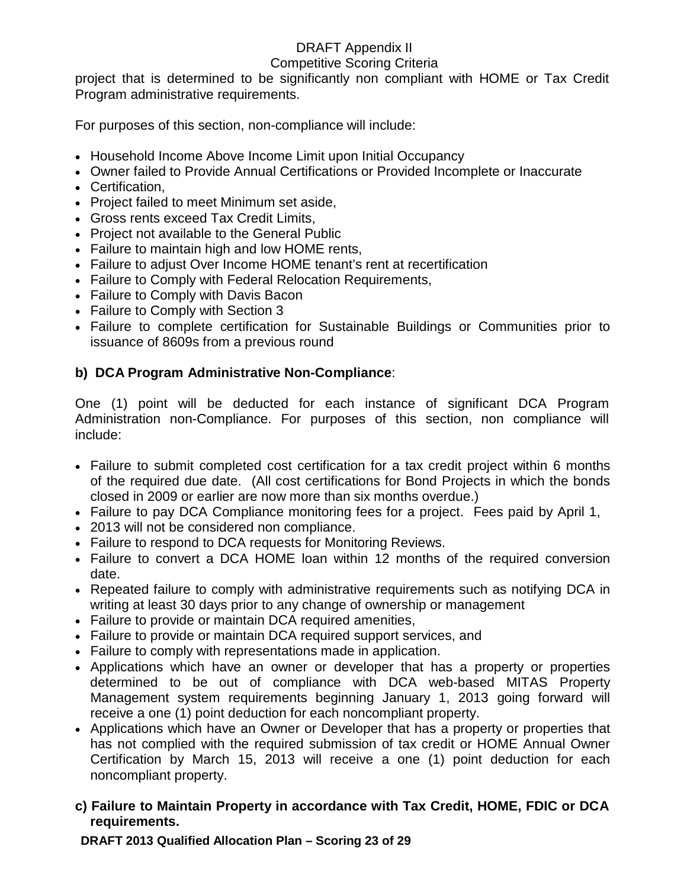project that is determined to be significantly non compliant with HOME or Tax Credit Program administrative requirements.

For purposes of this section, non-compliance will include:

- Household Income Above Income Limit upon Initial Occupancy
- Owner failed to Provide Annual Certifications or Provided Incomplete or Inaccurate
- Certification,
- Project failed to meet Minimum set aside,
- Gross rents exceed Tax Credit Limits,
- Project not available to the General Public
- Failure to maintain high and low HOME rents,
- Failure to adjust Over Income HOME tenant's rent at recertification
- Failure to Comply with Federal Relocation Requirements,
- Failure to Comply with Davis Bacon
- Failure to Comply with Section 3
- Failure to complete certification for Sustainable Buildings or Communities prior to issuance of 8609s from a previous round

**b) DCA Program Administrative Non-Compliance**:

One (1) point will be deducted for each instance of significant DCA Program Administration non-Compliance. For purposes of this section, non compliance will include:

- Failure to submit completed cost certification for a tax credit project within 6 months of the required due date. (All cost certifications for Bond Projects in which the bonds closed in 2009 or earlier are now more than six months overdue.)
- Failure to pay DCA Compliance monitoring fees for a project. Fees paid by April 1,
- 2013 will not be considered non compliance.
- Failure to respond to DCA requests for Monitoring Reviews.
- Failure to convert a DCA HOME loan within 12 months of the required conversion date.
- Repeated failure to comply with administrative requirements such as notifying DCA in writing at least 30 days prior to any change of ownership or management
- Failure to provide or maintain DCA required amenities,
- Failure to provide or maintain DCA required support services, and
- Failure to comply with representations made in application.
- Applications which have an owner or developer that has a property or properties determined to be out of compliance with DCA web-based MITAS Property Management system requirements beginning January 1, 2013 going forward will receive a one (1) point deduction for each noncompliant property.
- Applications which have an Owner or Developer that has a property or properties that has not complied with the required submission of tax credit or HOME Annual Owner Certification by March 15, 2013 will receive a one (1) point deduction for each noncompliant property.

**c) Failure to Maintain Property in accordance with Tax Credit, HOME, FDIC or DCA requirements.**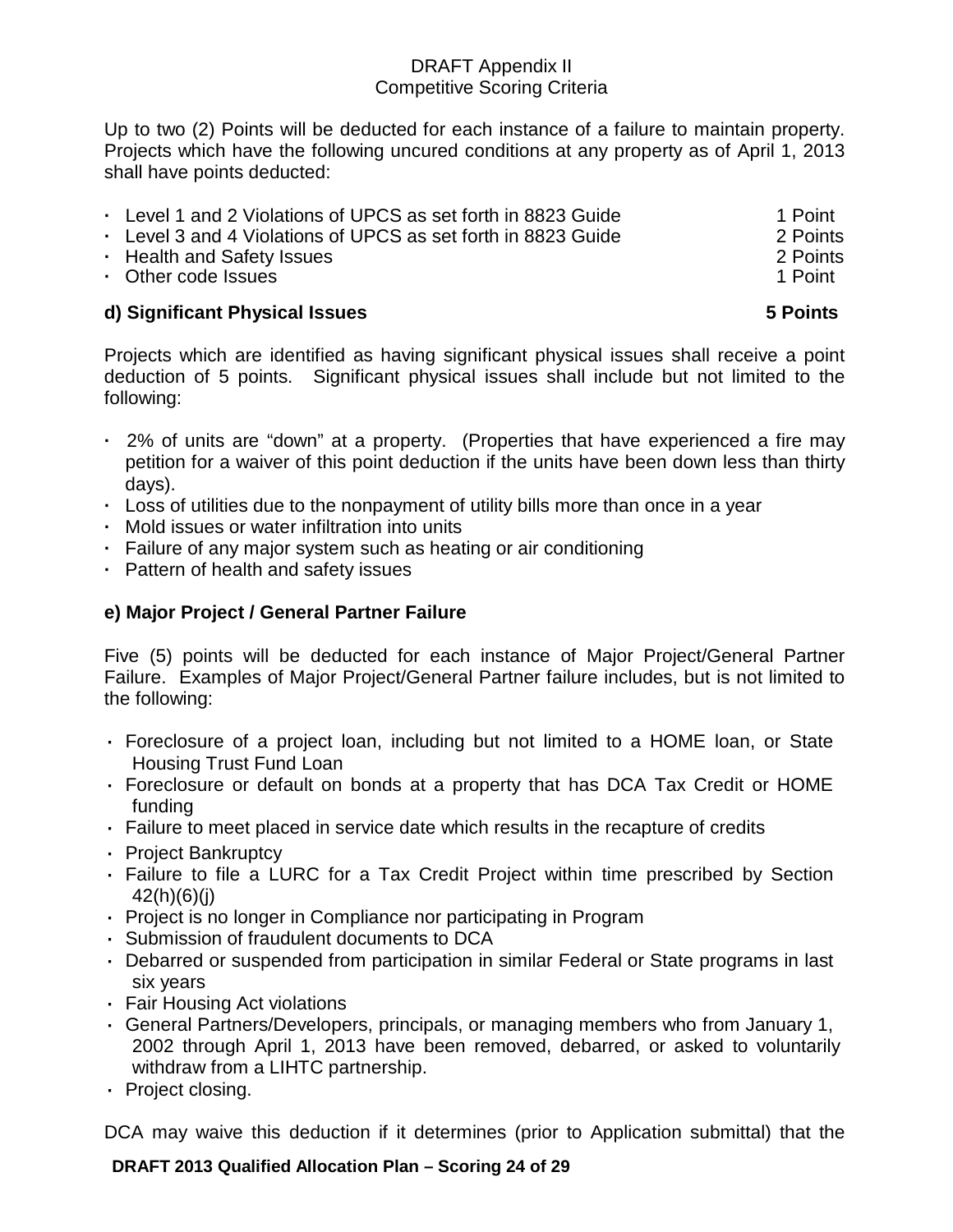DRAFT Appendix II
Competitive Scoring Criteria

Up to two (2) Points will be deducted for each instance of a failure to maintain property. Projects which have the following uncured conditions at any property as of April 1, 2013 shall have points deducted:

- Level 1 and 2 Violations of UPCS as set forth in 8823 Guide — 1 Point
- Level 3 and 4 Violations of UPCS as set forth in 8823 Guide — 2 Points
- Health and Safety Issues — 2 Points
- Other code Issues — 1 Point

**d) Significant Physical Issues** **5 Points**

Projects which are identified as having significant physical issues shall receive a point deduction of 5 points. Significant physical issues shall include but not limited to the following:

- 2% of units are "down" at a property. (Properties that have experienced a fire may petition for a waiver of this point deduction if the units have been down less than thirty days).
- Loss of utilities due to the nonpayment of utility bills more than once in a year
- Mold issues or water infiltration into units
- Failure of any major system such as heating or air conditioning
- Pattern of health and safety issues

**e) Major Project / General Partner Failure**

Five (5) points will be deducted for each instance of Major Project/General Partner Failure. Examples of Major Project/General Partner failure includes, but is not limited to the following:

- Foreclosure of a project loan, including but not limited to a HOME loan, or State Housing Trust Fund Loan
- Foreclosure or default on bonds at a property that has DCA Tax Credit or HOME funding
- Failure to meet placed in service date which results in the recapture of credits
- Project Bankruptcy
- Failure to file a LURC for a Tax Credit Project within time prescribed by Section 42(h)(6)(j)
- Project is no longer in Compliance nor participating in Program
- Submission of fraudulent documents to DCA
- Debarred or suspended from participation in similar Federal or State programs in last six years
- Fair Housing Act violations
- General Partners/Developers, principals, or managing members who from January 1, 2002 through April 1, 2013 have been removed, debarred, or asked to voluntarily withdraw from a LIHTC partnership.
- Project closing.

DCA may waive this deduction if it determines (prior to Application submittal) that the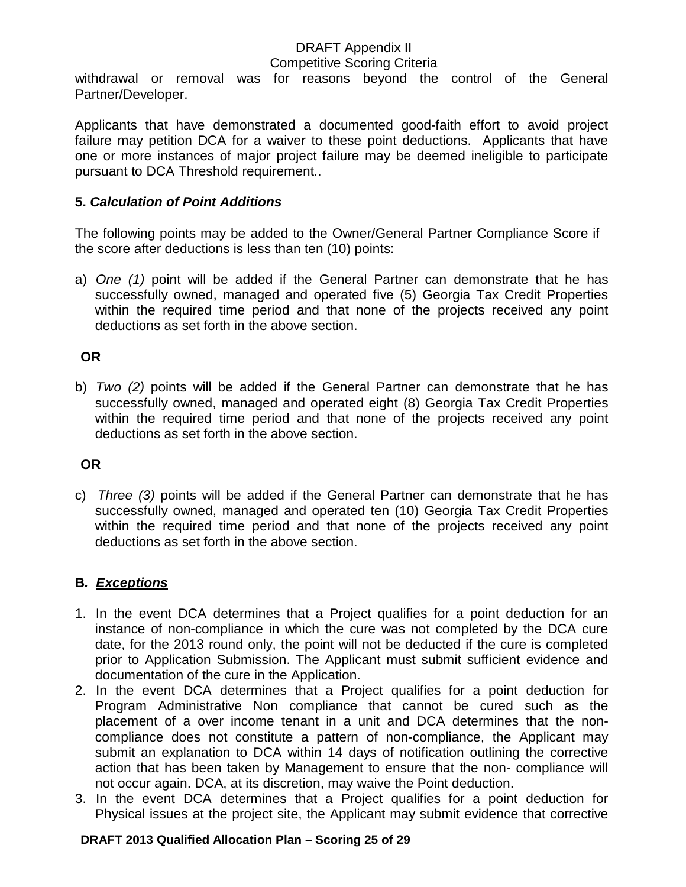withdrawal or removal was for reasons beyond the control of the General Partner/Developer.

Applicants that have demonstrated a documented good-faith effort to avoid project failure may petition DCA for a waiver to these point deductions. Applicants that have one or more instances of major project failure may be deemed ineligible to participate pursuant to DCA Threshold requirement..

**5. *Calculation of Point Additions***

The following points may be added to the Owner/General Partner Compliance Score if the score after deductions is less than ten (10) points:

a) *One (1)* point will be added if the General Partner can demonstrate that he has successfully owned, managed and operated five (5) Georgia Tax Credit Properties within the required time period and that none of the projects received any point deductions as set forth in the above section.

**OR**

b) *Two (2)* points will be added if the General Partner can demonstrate that he has successfully owned, managed and operated eight (8) Georgia Tax Credit Properties within the required time period and that none of the projects received any point deductions as set forth in the above section.

**OR**

c) *Three (3)* points will be added if the General Partner can demonstrate that he has successfully owned, managed and operated ten (10) Georgia Tax Credit Properties within the required time period and that none of the projects received any point deductions as set forth in the above section.

## B. ***Exceptions***

1. In the event DCA determines that a Project qualifies for a point deduction for an instance of non-compliance in which the cure was not completed by the DCA cure date, for the 2013 round only, the point will not be deducted if the cure is completed prior to Application Submission. The Applicant must submit sufficient evidence and documentation of the cure in the Application.
2. In the event DCA determines that a Project qualifies for a point deduction for Program Administrative Non compliance that cannot be cured such as the placement of a over income tenant in a unit and DCA determines that the non-compliance does not constitute a pattern of non-compliance, the Applicant may submit an explanation to DCA within 14 days of notification outlining the corrective action that has been taken by Management to ensure that the non- compliance will not occur again. DCA, at its discretion, may waive the Point deduction.
3. In the event DCA determines that a Project qualifies for a point deduction for Physical issues at the project site, the Applicant may submit evidence that corrective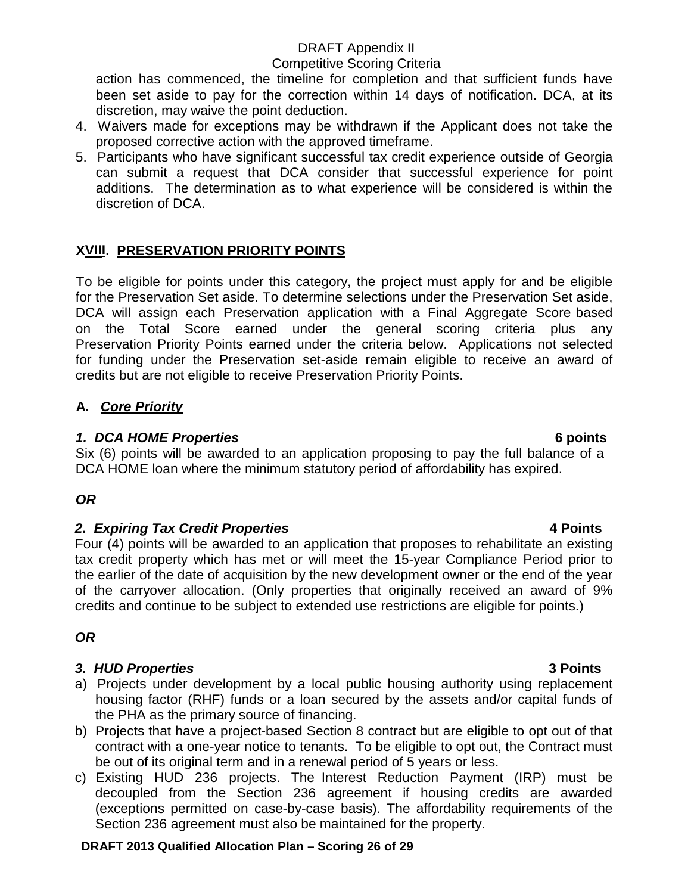action has commenced, the timeline for completion and that sufficient funds have been set aside to pay for the correction within 14 days of notification. DCA, at its discretion, may waive the point deduction.

4. Waivers made for exceptions may be withdrawn if the Applicant does not take the proposed corrective action with the approved timeframe.
5. Participants who have significant successful tax credit experience outside of Georgia can submit a request that DCA consider that successful experience for point additions. The determination as to what experience will be considered is within the discretion of DCA.

## XVIII. PRESERVATION PRIORITY POINTS

To be eligible for points under this category, the project must apply for and be eligible for the Preservation Set aside. To determine selections under the Preservation Set aside, DCA will assign each Preservation application with a Final Aggregate Score based on the Total Score earned under the general scoring criteria plus any Preservation Priority Points earned under the criteria below. Applications not selected for funding under the Preservation set-aside remain eligible to receive an award of credits but are not eligible to receive Preservation Priority Points.

### A. *Core Priority*

***1. DCA HOME Properties*** **6 points**

Six (6) points will be awarded to an application proposing to pay the full balance of a DCA HOME loan where the minimum statutory period of affordability has expired.

***OR***

***2. Expiring Tax Credit Properties*** **4 Points**

Four (4) points will be awarded to an application that proposes to rehabilitate an existing tax credit property which has met or will meet the 15-year Compliance Period prior to the earlier of the date of acquisition by the new development owner or the end of the year of the carryover allocation. (Only properties that originally received an award of 9% credits and continue to be subject to extended use restrictions are eligible for points.)

***OR***

***3. HUD Properties*** **3 Points**

a) Projects under development by a local public housing authority using replacement housing factor (RHF) funds or a loan secured by the assets and/or capital funds of the PHA as the primary source of financing.
b) Projects that have a project-based Section 8 contract but are eligible to opt out of that contract with a one-year notice to tenants. To be eligible to opt out, the Contract must be out of its original term and in a renewal period of 5 years or less.
c) Existing HUD 236 projects. The Interest Reduction Payment (IRP) must be decoupled from the Section 236 agreement if housing credits are awarded (exceptions permitted on case-by-case basis). The affordability requirements of the Section 236 agreement must also be maintained for the property.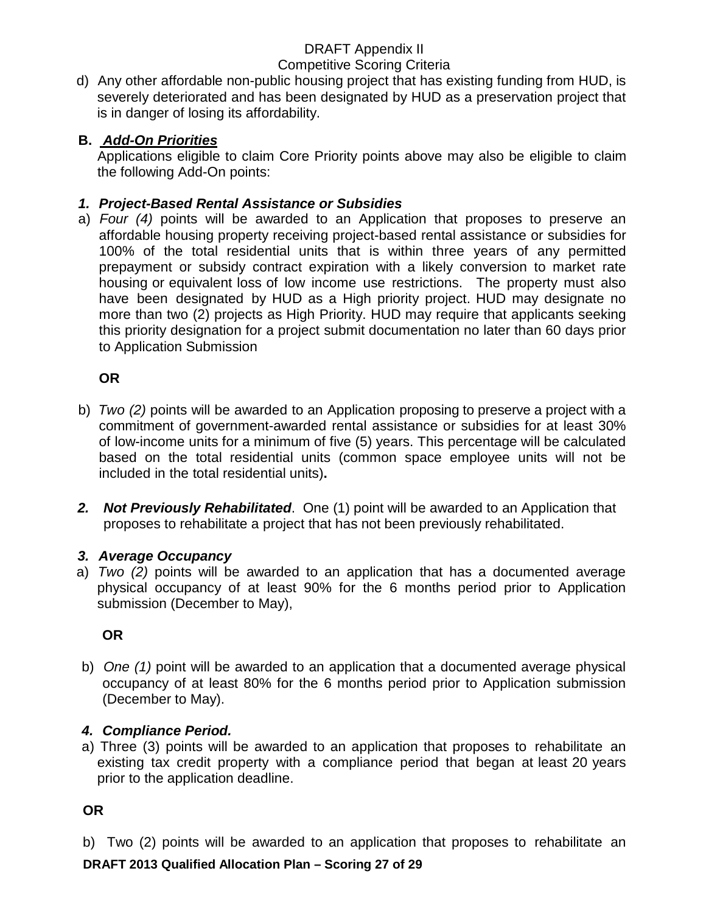d) Any other affordable non-public housing project that has existing funding from HUD, is severely deteriorated and has been designated by HUD as a preservation project that is in danger of losing its affordability.

**B. *Add-On Priorities***

Applications eligible to claim Core Priority points above may also be eligible to claim the following Add-On points:

***1. Project-Based Rental Assistance or Subsidies***

a) *Four (4)* points will be awarded to an Application that proposes to preserve an affordable housing property receiving project-based rental assistance or subsidies for 100% of the total residential units that is within three years of any permitted prepayment or subsidy contract expiration with a likely conversion to market rate housing or equivalent loss of low income use restrictions. The property must also have been designated by HUD as a High priority project. HUD may designate no more than two (2) projects as High Priority. HUD may require that applicants seeking this priority designation for a project submit documentation no later than 60 days prior to Application Submission

**OR**

b) *Two (2)* points will be awarded to an Application proposing to preserve a project with a commitment of government-awarded rental assistance or subsidies for at least 30% of low-income units for a minimum of five (5) years. This percentage will be calculated based on the total residential units (common space employee units will not be included in the total residential units)**.**

***2. Not Previously Rehabilitated***. One (1) point will be awarded to an Application that proposes to rehabilitate a project that has not been previously rehabilitated.

***3. Average Occupancy***

a) *Two (2)* points will be awarded to an application that has a documented average physical occupancy of at least 90% for the 6 months period prior to Application submission (December to May),

**OR**

b) *One (1)* point will be awarded to an application that a documented average physical occupancy of at least 80% for the 6 months period prior to Application submission (December to May).

***4. Compliance Period.***

a) Three (3) points will be awarded to an application that proposes to rehabilitate an existing tax credit property with a compliance period that began at least 20 years prior to the application deadline.

**OR**

b) Two (2) points will be awarded to an application that proposes to rehabilitate an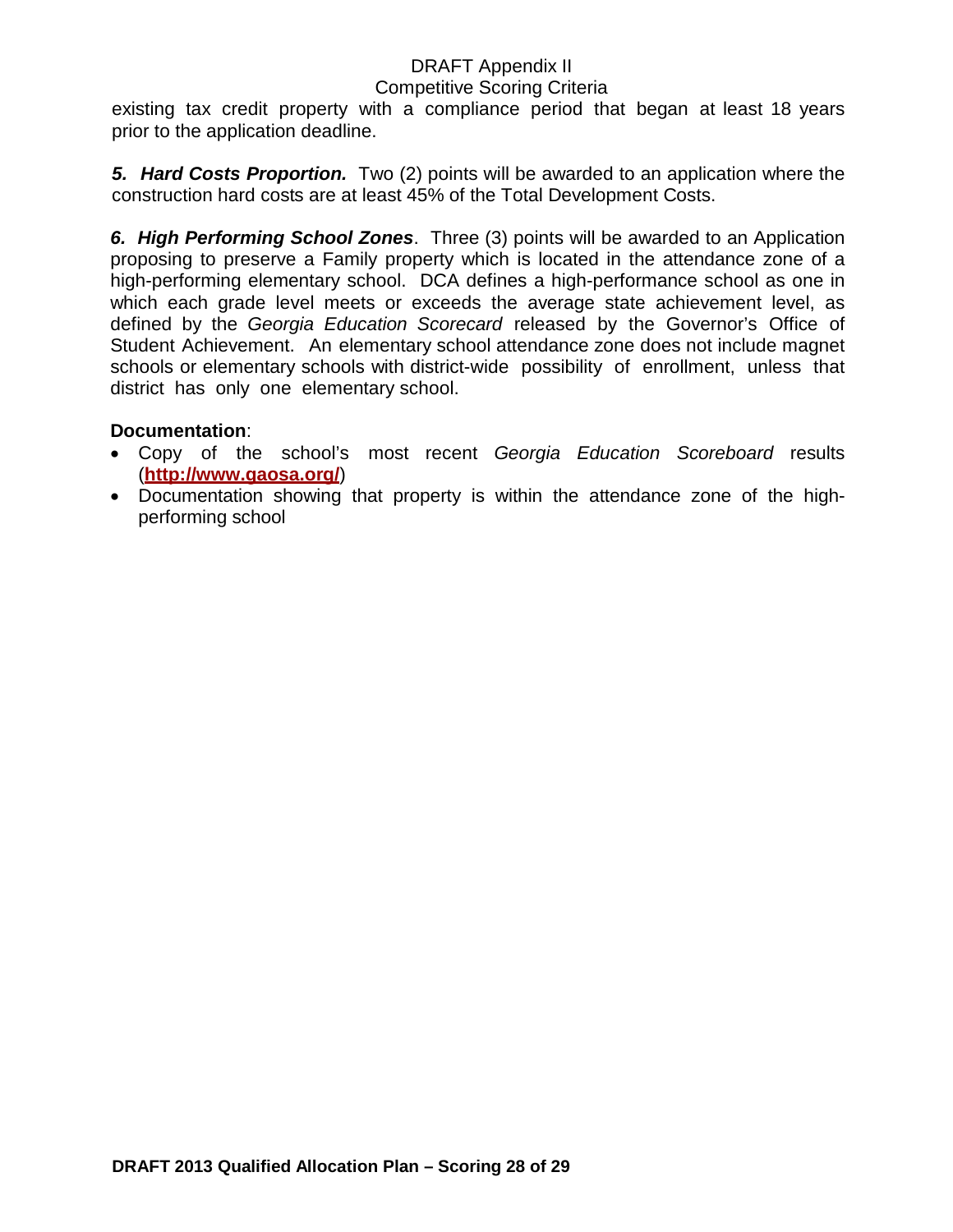existing tax credit property with a compliance period that began at least 18 years prior to the application deadline.

***5. Hard Costs Proportion.*** Two (2) points will be awarded to an application where the construction hard costs are at least 45% of the Total Development Costs.

***6. High Performing School Zones***. Three (3) points will be awarded to an Application proposing to preserve a Family property which is located in the attendance zone of a high-performing elementary school. DCA defines a high-performance school as one in which each grade level meets or exceeds the average state achievement level, as defined by the *Georgia Education Scorecard* released by the Governor's Office of Student Achievement. An elementary school attendance zone does not include magnet schools or elementary schools with district-wide possibility of enrollment, unless that district has only one elementary school.

**Documentation**:

- Copy of the school's most recent *Georgia Education Scoreboard* results (**http://www.gaosa.org/**)
- Documentation showing that property is within the attendance zone of the high-performing school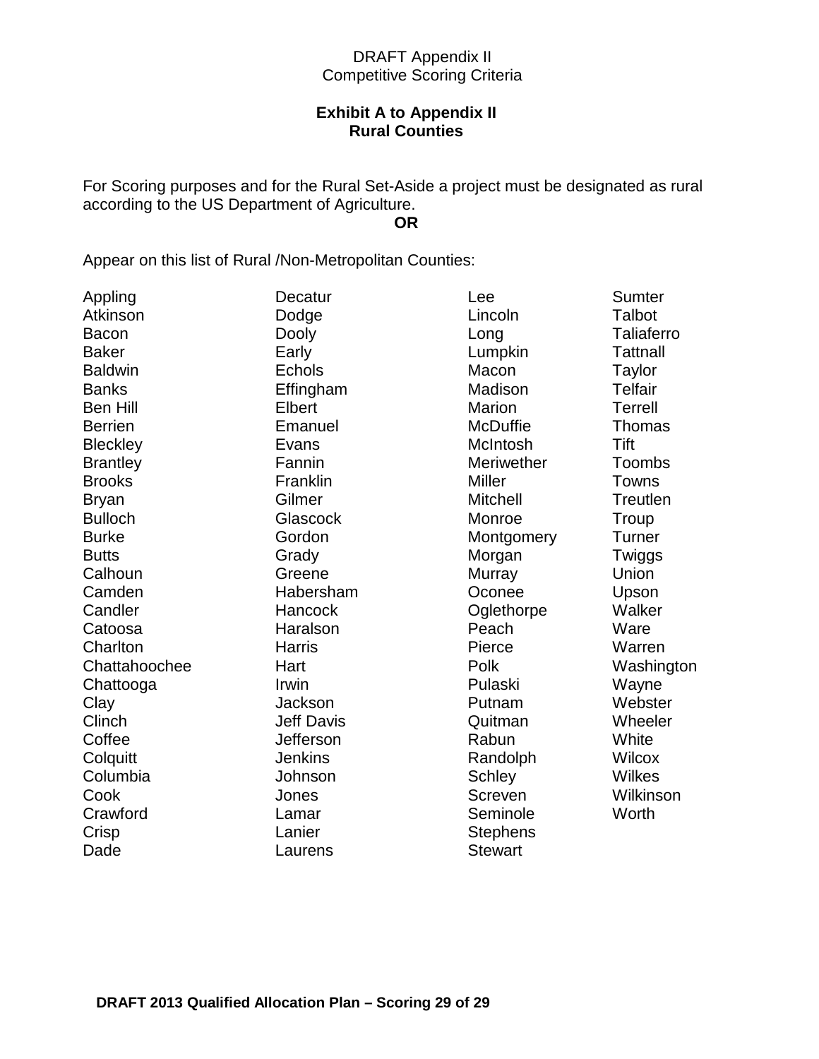DRAFT Appendix II
Competitive Scoring Criteria

**Exhibit A to Appendix II**
**Rural Counties**

For Scoring purposes and for the Rural Set-Aside a project must be designated as rural according to the US Department of Agriculture.

**OR**

Appear on this list of Rural /Non-Metropolitan Counties:

| | | | |
|---|---|---|---|
| Appling | Decatur | Lee | Sumter |
| Atkinson | Dodge | Lincoln | Talbot |
| Bacon | Dooly | Long | Taliaferro |
| Baker | Early | Lumpkin | Tattnall |
| Baldwin | Echols | Macon | Taylor |
| Banks | Effingham | Madison | Telfair |
| Ben Hill | Elbert | Marion | Terrell |
| Berrien | Emanuel | McDuffie | Thomas |
| Bleckley | Evans | McIntosh | Tift |
| Brantley | Fannin | Meriwether | Toombs |
| Brooks | Franklin | Miller | Towns |
| Bryan | Gilmer | Mitchell | Treutlen |
| Bulloch | Glascock | Monroe | Troup |
| Burke | Gordon | Montgomery | Turner |
| Butts | Grady | Morgan | Twiggs |
| Calhoun | Greene | Murray | Union |
| Camden | Habersham | Oconee | Upson |
| Candler | Hancock | Oglethorpe | Walker |
| Catoosa | Haralson | Peach | Ware |
| Charlton | Harris | Pierce | Warren |
| Chattahoochee | Hart | Polk | Washington |
| Chattooga | Irwin | Pulaski | Wayne |
| Clay | Jackson | Putnam | Webster |
| Clinch | Jeff Davis | Quitman | Wheeler |
| Coffee | Jefferson | Rabun | White |
| Colquitt | Jenkins | Randolph | Wilcox |
| Columbia | Johnson | Schley | Wilkes |
| Cook | Jones | Screven | Wilkinson |
| Crawford | Lamar | Seminole | Worth |
| Crisp | Lanier | Stephens | |
| Dade | Laurens | Stewart | |